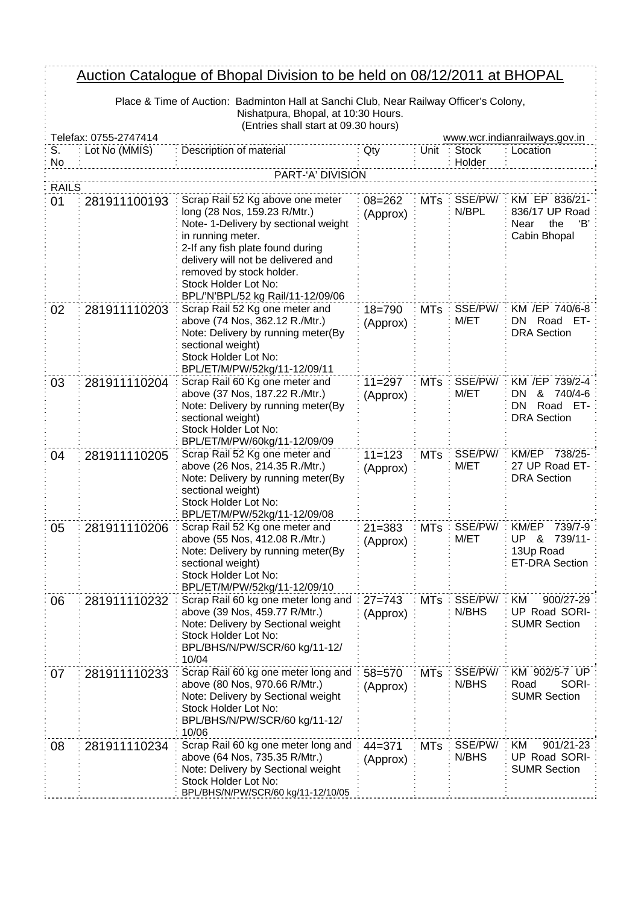# Auction Catalogue of Bhopal Division to be held on 08/12/2011 at BHOPAL

Place & Time of Auction: Badminton Hall at Sanchi Club, Near Railway Officer's Colony, Nishatpura, Bhopal, at 10:30 Hours.
(Entries shall start at 09.30 hours)

Telefax: 0755-2747414 www.wcr.indianrailways.gov.in

| S. No | Lot No (MMIS) | Description of material | Qty | Unit | Stock Holder | Location |
|---|---|---|---|---|---|---|
| | | PART-'A' DIVISION | | | | |
| RAILS | | | | | | |
| 01 | 281911100193 | Scrap Rail 52 Kg above one meter long (28 Nos, 159.23 R/Mtr.)<br>Note- 1-Delivery by sectional weight in running meter.<br>2-If any fish plate found during delivery will not be delivered and removed by stock holder.<br>Stock Holder Lot No: BPL/'N'BPL/52 kg Rail/11-12/09/06 | 08=262 (Approx) | MTs | SSE/PW/ N/BPL | KM EP 836/21-836/17 UP Road Near the 'B' Cabin Bhopal |
| 02 | 281911110203 | Scrap Rail 52 Kg one meter and above (74 Nos, 362.12 R./Mtr.)<br>Note: Delivery by running meter(By sectional weight)<br>Stock Holder Lot No: BPL/ET/M/PW/52kg/11-12/09/11 | 18=790 (Approx) | MTs | SSE/PW/ M/ET | KM /EP 740/6-8 DN Road ET-DRA Section |
| 03 | 281911110204 | Scrap Rail 60 Kg one meter and above (37 Nos, 187.22 R./Mtr.)<br>Note: Delivery by running meter(By sectional weight)<br>Stock Holder Lot No: BPL/ET/M/PW/60kg/11-12/09/09 | 11=297 (Approx) | MTs | SSE/PW/ M/ET | KM /EP 739/2-4 DN & 740/4-6 DN Road ET-DRA Section |
| 04 | 281911110205 | Scrap Rail 52 Kg one meter and above (26 Nos, 214.35 R./Mtr.)<br>Note: Delivery by running meter(By sectional weight)<br>Stock Holder Lot No: BPL/ET/M/PW/52kg/11-12/09/08 | 11=123 (Approx) | MTs | SSE/PW/ M/ET | KM/EP 738/25-27 UP Road ET-DRA Section |
| 05 | 281911110206 | Scrap Rail 52 Kg one meter and above (55 Nos, 412.08 R./Mtr.)<br>Note: Delivery by running meter(By sectional weight)<br>Stock Holder Lot No: BPL/ET/M/PW/52kg/11-12/09/10 | 21=383 (Approx) | MTs | SSE/PW/ M/ET | KM/EP 739/7-9 UP & 739/11-13Up Road ET-DRA Section |
| 06 | 281911110232 | Scrap Rail 60 kg one meter long and above (39 Nos, 459.77 R/Mtr.)<br>Note: Delivery by Sectional weight<br>Stock Holder Lot No: BPL/BHS/N/PW/SCR/60 kg/11-12/ 10/04 | 27=743 (Approx) | MTs | SSE/PW/ N/BHS | KM 900/27-29 UP Road SORI-SUMR Section |
| 07 | 281911110233 | Scrap Rail 60 kg one meter long and above (80 Nos, 970.66 R/Mtr.)<br>Note: Delivery by Sectional weight<br>Stock Holder Lot No: BPL/BHS/N/PW/SCR/60 kg/11-12/ 10/06 | 58=570 (Approx) | MTs | SSE/PW/ N/BHS | KM 902/5-7 UP Road SORI-SUMR Section |
| 08 | 281911110234 | Scrap Rail 60 kg one meter long and above (64 Nos, 735.35 R/Mtr.)<br>Note: Delivery by Sectional weight<br>Stock Holder Lot No: BPL/BHS/N/PW/SCR/60 kg/11-12/10/05 | 44=371 (Approx) | MTs | SSE/PW/ N/BHS | KM 901/21-23 UP Road SORI-SUMR Section |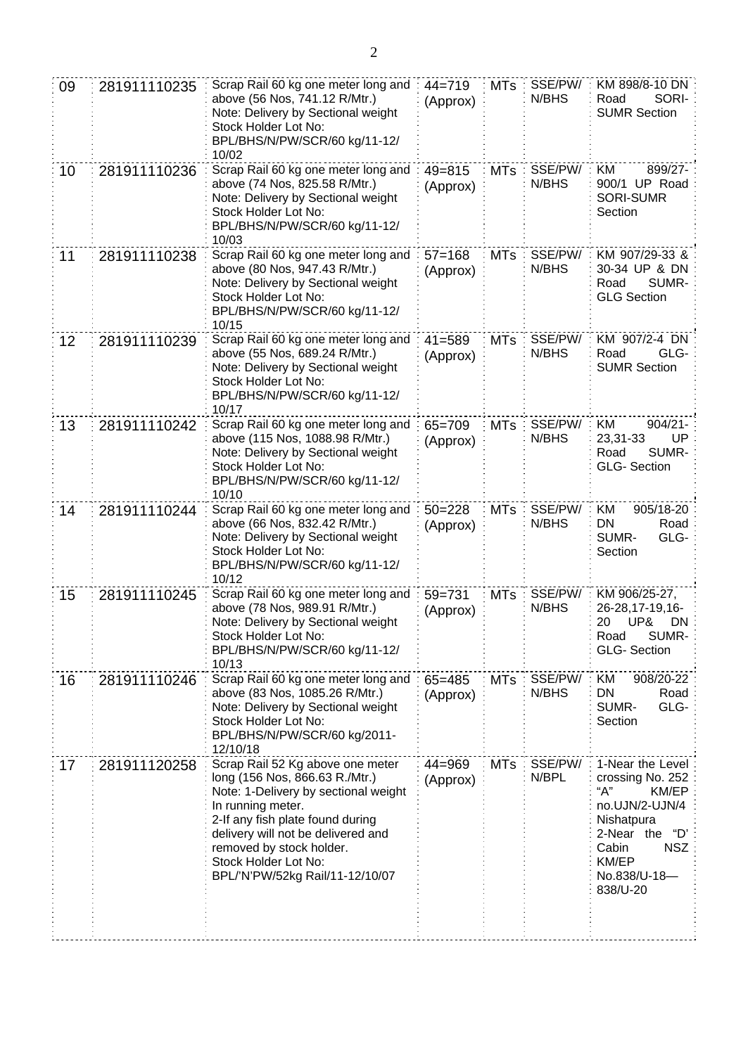| 09 | 281911110235 | Scrap Rail 60 kg one meter long and above (56 Nos, 741.12 R/Mtr.) Note: Delivery by Sectional weight Stock Holder Lot No: BPL/BHS/N/PW/SCR/60 kg/11-12/ 10/02 | 44=719 (Approx) | MTs | SSE/PW/ N/BHS | KM 898/8-10 DN Road SORI-SUMR Section |
|---|---|---|---|---|---|---|
| 10 | 281911110236 | Scrap Rail 60 kg one meter long and above (74 Nos, 825.58 R/Mtr.) Note: Delivery by Sectional weight Stock Holder Lot No: BPL/BHS/N/PW/SCR/60 kg/11-12/ 10/03 | 49=815 (Approx) | MTs | SSE/PW/ N/BHS | KM 899/27-900/1 UP Road SORI-SUMR Section |
| 11 | 281911110238 | Scrap Rail 60 kg one meter long and above (80 Nos, 947.43 R/Mtr.) Note: Delivery by Sectional weight Stock Holder Lot No: BPL/BHS/N/PW/SCR/60 kg/11-12/ 10/15 | 57=168 (Approx) | MTs | SSE/PW/ N/BHS | KM 907/29-33 & 30-34 UP & DN Road SUMR-GLG Section |
| 12 | 281911110239 | Scrap Rail 60 kg one meter long and above (55 Nos, 689.24 R/Mtr.) Note: Delivery by Sectional weight Stock Holder Lot No: BPL/BHS/N/PW/SCR/60 kg/11-12/ 10/17 | 41=589 (Approx) | MTs | SSE/PW/ N/BHS | KM 907/2-4 DN Road GLG-SUMR Section |
| 13 | 281911110242 | Scrap Rail 60 kg one meter long and above (115 Nos, 1088.98 R/Mtr.) Note: Delivery by Sectional weight Stock Holder Lot No: BPL/BHS/N/PW/SCR/60 kg/11-12/ 10/10 | 65=709 (Approx) | MTs | SSE/PW/ N/BHS | KM 904/21-23,31-33 UP Road SUMR-GLG- Section |
| 14 | 281911110244 | Scrap Rail 60 kg one meter long and above (66 Nos, 832.42 R/Mtr.) Note: Delivery by Sectional weight Stock Holder Lot No: BPL/BHS/N/PW/SCR/60 kg/11-12/ 10/12 | 50=228 (Approx) | MTs | SSE/PW/ N/BHS | KM 905/18-20 DN Road SUMR- GLG-Section |
| 15 | 281911110245 | Scrap Rail 60 kg one meter long and above (78 Nos, 989.91 R/Mtr.) Note: Delivery by Sectional weight Stock Holder Lot No: BPL/BHS/N/PW/SCR/60 kg/11-12/ 10/13 | 59=731 (Approx) | MTs | SSE/PW/ N/BHS | KM 906/25-27, 26-28,17-19,16-20 UP& DN Road SUMR-GLG- Section |
| 16 | 281911110246 | Scrap Rail 60 kg one meter long and above (83 Nos, 1085.26 R/Mtr.) Note: Delivery by Sectional weight Stock Holder Lot No: BPL/BHS/N/PW/SCR/60 kg/2011-12/10/18 | 65=485 (Approx) | MTs | SSE/PW/ N/BHS | KM 908/20-22 DN Road SUMR- GLG-Section |
| 17 | 281911120258 | Scrap Rail 52 Kg above one meter long (156 Nos, 866.63 R./Mtr.) Note: 1-Delivery by sectional weight In running meter. 2-If any fish plate found during delivery will not be delivered and removed by stock holder. Stock Holder Lot No: BPL/'N'PW/52kg Rail/11-12/10/07 | 44=969 (Approx) | MTs | SSE/PW/ N/BPL | 1-Near the Level crossing No. 252 "A" KM/EP no.UJN/2-UJN/4 Nishatpura 2-Near the "D' Cabin NSZ KM/EP No.838/U-18—838/U-20 |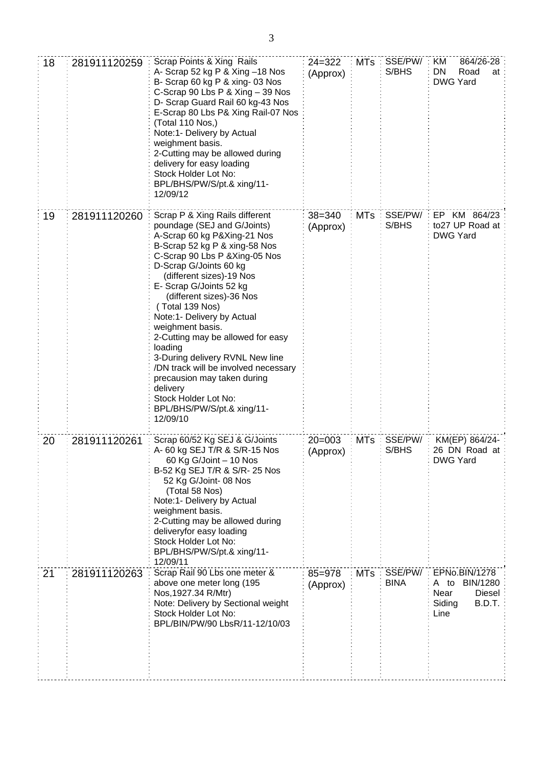| 18 | 281911120259 | Scrap Points & Xing Rails<br>A- Scrap 52 kg P & Xing –18 Nos<br>B- Scrap 60 kg P & xing- 03 Nos<br>C-Scrap 90 Lbs P & Xing – 39 Nos<br>D- Scrap Guard Rail 60 kg-43 Nos<br>E-Scrap 80 Lbs P& Xing Rail-07 Nos<br>(Total 110 Nos,)<br>Note:1- Delivery by Actual weighment basis.<br>2-Cutting may be allowed during delivery for easy loading<br>Stock Holder Lot No:<br>BPL/BHS/PW/S/pt.& xing/11-12/09/12 | 24=322 (Approx) | MTs | SSE/PW/ S/BHS | KM 864/26-28 DN Road at DWG Yard |
|---|---|---|---|---|---|---|
| 19 | 281911120260 | Scrap P & Xing Rails different poundage (SEJ and G/Joints)<br>A-Scrap 60 kg P&Xing-21 Nos<br>B-Scrap 52 kg P & xing-58 Nos<br>C-Scrap 90 Lbs P &Xing-05 Nos<br>D-Scrap G/Joints 60 kg (different sizes)-19 Nos<br>E- Scrap G/Joints 52 kg (different sizes)-36 Nos<br>( Total 139 Nos)<br>Note:1- Delivery by Actual weighment basis.<br>2-Cutting may be allowed for easy loading<br>3-During delivery RVNL New line /DN track will be involved necessary precausion may taken during delivery<br>Stock Holder Lot No:<br>BPL/BHS/PW/S/pt.& xing/11-12/09/10 | 38=340 (Approx) | MTs | SSE/PW/ S/BHS | EP KM 864/23 to27 UP Road at DWG Yard |
| 20 | 281911120261 | Scrap 60/52 Kg SEJ & G/Joints<br>A- 60 kg SEJ T/R & S/R-15 Nos<br>60 Kg G/Joint – 10 Nos<br>B-52 Kg SEJ T/R & S/R- 25 Nos<br>52 Kg G/Joint- 08 Nos<br>(Total 58 Nos)<br>Note:1- Delivery by Actual weighment basis.<br>2-Cutting may be allowed during deliveryfor easy loading<br>Stock Holder Lot No:<br>BPL/BHS/PW/S/pt.& xing/11-12/09/11 | 20=003 (Approx) | MTs | SSE/PW/ S/BHS | KM(EP) 864/24-26 DN Road at DWG Yard |
| 21 | 281911120263 | Scrap Rail 90 Lbs one meter & above one meter long (195 Nos,1927.34 R/Mtr)<br>Note: Delivery by Sectional weight<br>Stock Holder Lot No:<br>BPL/BIN/PW/90 LbsR/11-12/10/03 | 85=978 (Approx) | MTs | SSE/PW/ BINA | EPNo.BIN/1278 A to BIN/1280 Near Diesel Siding B.D.T. Line |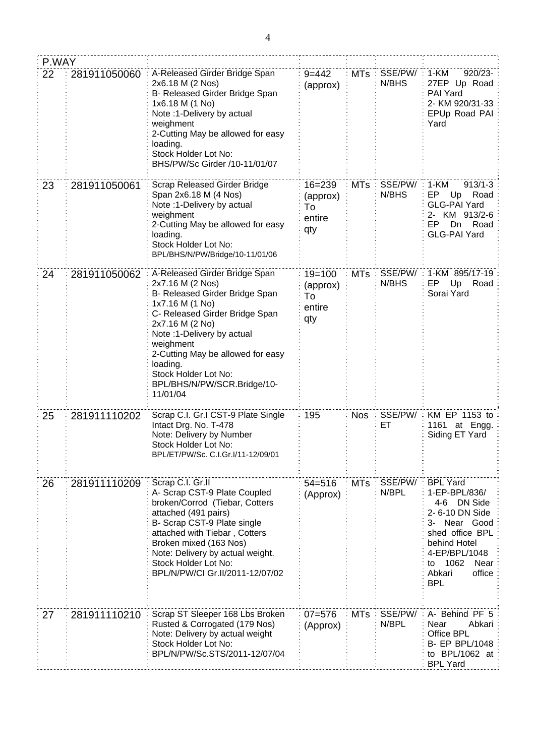| P.WAY | | | | | | |
|---|---|---|---|---|---|---|
| 22 | 281911050060 | A-Released Girder Bridge Span 2x6.18 M (2 Nos)<br>B- Released Girder Bridge Span 1x6.18 M (1 No)<br>Note :1-Delivery by actual weighment<br>2-Cutting May be allowed for easy loading.<br>Stock Holder Lot No: BHS/PW/Sc Girder /10-11/01/07 | 9=442 (approx) | MTs | SSE/PW/ N/BHS | 1-KM 920/23-27EP Up Road PAI Yard<br>2- KM 920/31-33 EPUp Road PAI Yard |
| 23 | 281911050061 | Scrap Released Girder Bridge Span 2x6.18 M (4 Nos)<br>Note :1-Delivery by actual weighment<br>2-Cutting May be allowed for easy loading.<br>Stock Holder Lot No: BPL/BHS/N/PW/Bridge/10-11/01/06 | 16=239 (approx) To entire qty | MTs | SSE/PW/ N/BHS | 1-KM 913/1-3 EP Up Road GLG-PAI Yard<br>2- KM 913/2-6 EP Dn Road GLG-PAI Yard |
| 24 | 281911050062 | A-Released Girder Bridge Span 2x7.16 M (2 Nos)<br>B- Released Girder Bridge Span 1x7.16 M (1 No)<br>C- Released Girder Bridge Span 2x7.16 M (2 No)<br>Note :1-Delivery by actual weighment<br>2-Cutting May be allowed for easy loading.<br>Stock Holder Lot No: BPL/BHS/N/PW/SCR.Bridge/10-11/01/04 | 19=100 (approx) To entire qty | MTs | SSE/PW/ N/BHS | 1-KM 895/17-19 EP Up Road Sorai Yard |
| 25 | 281911110202 | Scrap C.I. Gr.I CST-9 Plate Single Intact Drg. No. T-478<br>Note: Delivery by Number<br>Stock Holder Lot No: BPL/ET/PW/Sc. C.I.Gr.I/11-12/09/01 | 195 | Nos | SSE/PW/ ET | KM EP 1153 to 1161 at Engg. Siding ET Yard |
| 26 | 281911110209 | Scrap C.I. Gr.II<br>A- Scrap CST-9 Plate Coupled broken/Corrod (Tiebar, Cotters attached (491 pairs)<br>B- Scrap CST-9 Plate single attached with Tiebar , Cotters Broken mixed (163 Nos)<br>Note: Delivery by actual weight.<br>Stock Holder Lot No: BPL/N/PW/CI Gr.II/2011-12/07/02 | 54=516 (Approx) | MTs | SSE/PW/ N/BPL | BPL Yard<br>1-EP-BPL/836/ 4-6 DN Side<br>2- 6-10 DN Side<br>3- Near Good shed office BPL behind Hotel<br>4-EP/BPL/1048 to 1062 Near Abkari office BPL |
| 27 | 281911110210 | Scrap ST Sleeper 168 Lbs Broken Rusted & Corrogated (179 Nos)<br>Note: Delivery by actual weight<br>Stock Holder Lot No: BPL/N/PW/Sc.STS/2011-12/07/04 | 07=576 (Approx) | MTs | SSE/PW/ N/BPL | A- Behind PF 5 Near Abkari Office BPL<br>B- EP BPL/1048 to BPL/1062 at BPL Yard |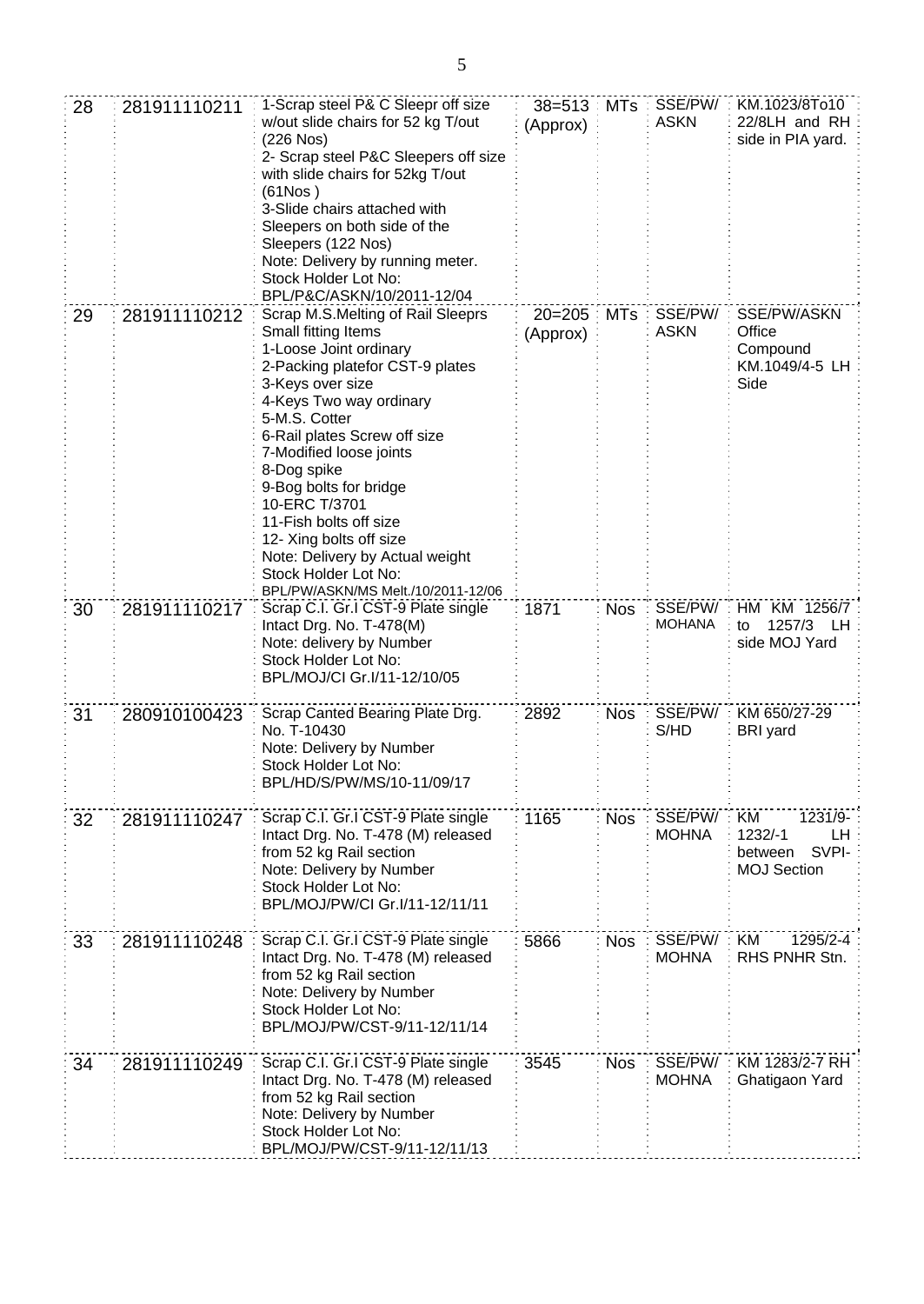| 28 | 281911110211 | 1-Scrap steel P& C Sleepr off size w/out slide chairs for 52 kg T/out (226 Nos)<br>2- Scrap steel P&C Sleepers off size with slide chairs for 52kg T/out (61Nos )<br>3-Slide chairs attached with Sleepers on both side of the Sleepers (122 Nos)<br>Note: Delivery by running meter.<br>Stock Holder Lot No: BPL/P&C/ASKN/10/2011-12/04 | 38=513 (Approx) | MTs | SSE/PW/ ASKN | KM.1023/8To10 22/8LH and RH side in PIA yard. |
|---|---|---|---|---|---|---|
| 29 | 281911110212 | Scrap M.S.Melting of Rail Sleeprs Small fitting Items<br>1-Loose Joint ordinary<br>2-Packing platefor CST-9 plates<br>3-Keys over size<br>4-Keys Two way ordinary<br>5-M.S. Cotter<br>6-Rail plates Screw off size<br>7-Modified loose joints<br>8-Dog spike<br>9-Bog bolts for bridge<br>10-ERC T/3701<br>11-Fish bolts off size<br>12- Xing bolts off size<br>Note: Delivery by Actual weight<br>Stock Holder Lot No: BPL/PW/ASKN/MS Melt./10/2011-12/06 | 20=205 (Approx) | MTs | SSE/PW/ ASKN | SSE/PW/ASKN Office Compound KM.1049/4-5 LH Side |
| 30 | 281911110217 | Scrap C.I. Gr.I CST-9 Plate single Intact Drg. No. T-478(M)<br>Note: delivery by Number<br>Stock Holder Lot No: BPL/MOJ/CI Gr.I/11-12/10/05 | 1871 | Nos | SSE/PW/ MOHANA | HM KM 1256/7 to 1257/3 LH side MOJ Yard |
| 31 | 280910100423 | Scrap Canted Bearing Plate Drg. No. T-10430<br>Note: Delivery by Number<br>Stock Holder Lot No: BPL/HD/S/PW/MS/10-11/09/17 | 2892 | Nos | SSE/PW/ S/HD | KM 650/27-29 BRI yard |
| 32 | 281911110247 | Scrap C.I. Gr.I CST-9 Plate single Intact Drg. No. T-478 (M) released from 52 kg Rail section<br>Note: Delivery by Number<br>Stock Holder Lot No: BPL/MOJ/PW/CI Gr.I/11-12/11/11 | 1165 | Nos | SSE/PW/ MOHNA | KM 1231/9-1232/-1 LH between SVPI-MOJ Section |
| 33 | 281911110248 | Scrap C.I. Gr.I CST-9 Plate single Intact Drg. No. T-478 (M) released from 52 kg Rail section<br>Note: Delivery by Number<br>Stock Holder Lot No: BPL/MOJ/PW/CST-9/11-12/11/14 | 5866 | Nos | SSE/PW/ MOHNA | KM 1295/2-4 RHS PNHR Stn. |
| 34 | 281911110249 | Scrap C.I. Gr.I CST-9 Plate single Intact Drg. No. T-478 (M) released from 52 kg Rail section<br>Note: Delivery by Number<br>Stock Holder Lot No: BPL/MOJ/PW/CST-9/11-12/11/13 | 3545 | Nos | SSE/PW/ MOHNA | KM 1283/2-7 RH Ghatigaon Yard |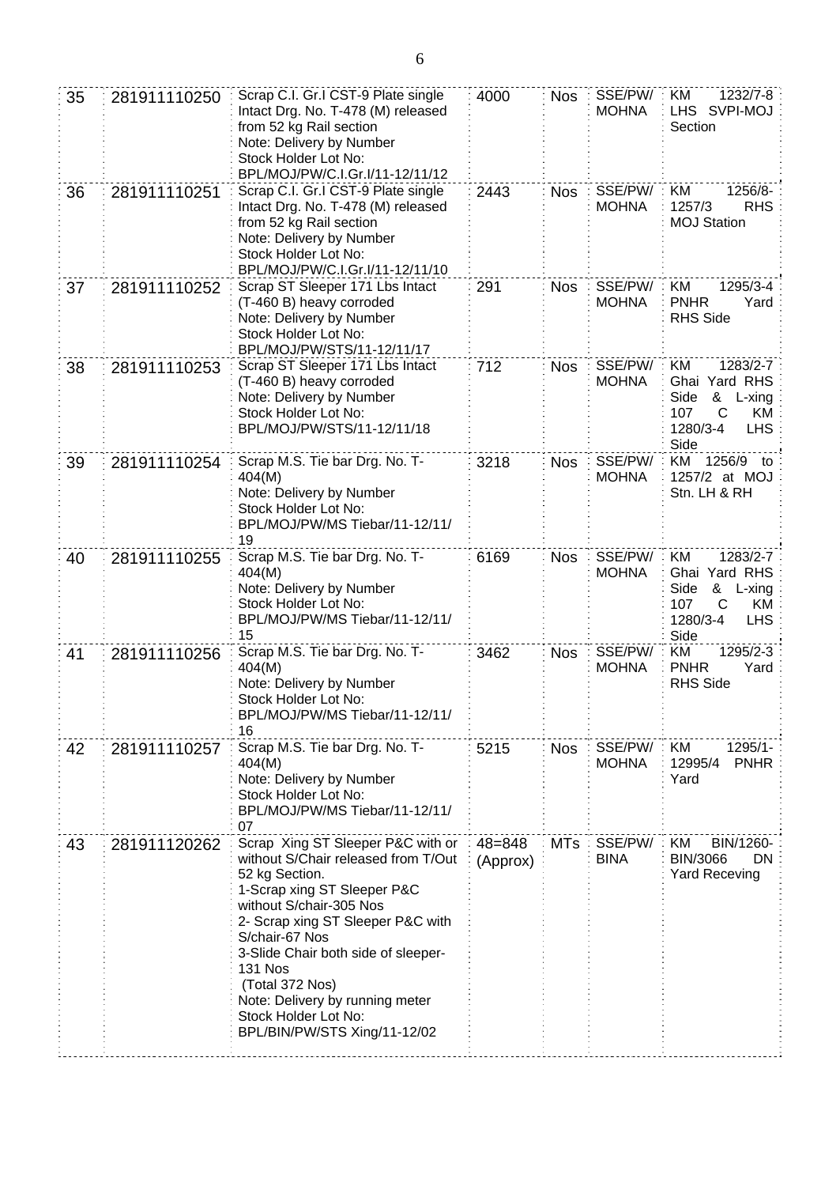| 35 | 281911110250 | Scrap C.I. Gr.I CST-9 Plate single Intact Drg. No. T-478 (M) released from 52 kg Rail section<br>Note: Delivery by Number<br>Stock Holder Lot No:<br>BPL/MOJ/PW/C.I.Gr.I/11-12/11/12 | 4000 | Nos | SSE/PW/ MOHNA | KM 1232/7-8 LHS SVPI-MOJ Section |
|---|---|---|---|---|---|---|
| 36 | 281911110251 | Scrap C.I. Gr.I CST-9 Plate single Intact Drg. No. T-478 (M) released from 52 kg Rail section<br>Note: Delivery by Number<br>Stock Holder Lot No:<br>BPL/MOJ/PW/C.I.Gr.I/11-12/11/10 | 2443 | Nos | SSE/PW/ MOHNA | KM 1256/8-1257/3 RHS MOJ Station |
| 37 | 281911110252 | Scrap ST Sleeper 171 Lbs Intact (T-460 B) heavy corroded<br>Note: Delivery by Number<br>Stock Holder Lot No:<br>BPL/MOJ/PW/STS/11-12/11/17 | 291 | Nos | SSE/PW/ MOHNA | KM 1295/3-4 PNHR Yard RHS Side |
| 38 | 281911110253 | Scrap ST Sleeper 171 Lbs Intact (T-460 B) heavy corroded<br>Note: Delivery by Number<br>Stock Holder Lot No:<br>BPL/MOJ/PW/STS/11-12/11/18 | 712 | Nos | SSE/PW/ MOHNA | KM 1283/2-7 Ghai Yard RHS Side & L-xing 107 C KM 1280/3-4 LHS Side |
| 39 | 281911110254 | Scrap M.S. Tie bar Drg. No. T-404(M)<br>Note: Delivery by Number<br>Stock Holder Lot No:<br>BPL/MOJ/PW/MS Tiebar/11-12/11/19 | 3218 | Nos | SSE/PW/ MOHNA | KM 1256/9 to 1257/2 at MOJ Stn. LH & RH |
| 40 | 281911110255 | Scrap M.S. Tie bar Drg. No. T-404(M)<br>Note: Delivery by Number<br>Stock Holder Lot No:<br>BPL/MOJ/PW/MS Tiebar/11-12/11/15 | 6169 | Nos | SSE/PW/ MOHNA | KM 1283/2-7 Ghai Yard RHS Side & L-xing 107 C KM 1280/3-4 LHS Side |
| 41 | 281911110256 | Scrap M.S. Tie bar Drg. No. T-404(M)<br>Note: Delivery by Number<br>Stock Holder Lot No:<br>BPL/MOJ/PW/MS Tiebar/11-12/11/16 | 3462 | Nos | SSE/PW/ MOHNA | KM 1295/2-3 PNHR Yard RHS Side |
| 42 | 281911110257 | Scrap M.S. Tie bar Drg. No. T-404(M)<br>Note: Delivery by Number<br>Stock Holder Lot No:<br>BPL/MOJ/PW/MS Tiebar/11-12/11/07 | 5215 | Nos | SSE/PW/ MOHNA | KM 1295/1-12995/4 PNHR Yard |
| 43 | 281911120262 | Scrap Xing ST Sleeper P&C with or without S/Chair released from T/Out 52 kg Section.<br>1-Scrap xing ST Sleeper P&C without S/chair-305 Nos<br>2- Scrap xing ST Sleeper P&C with S/chair-67 Nos<br>3-Slide Chair both side of sleeper-131 Nos<br>(Total 372 Nos)<br>Note: Delivery by running meter<br>Stock Holder Lot No:<br>BPL/BIN/PW/STS Xing/11-12/02 | 48=848 (Approx) | MTs | SSE/PW/ BINA | KM BIN/1260-BIN/3066 DN Yard Receving |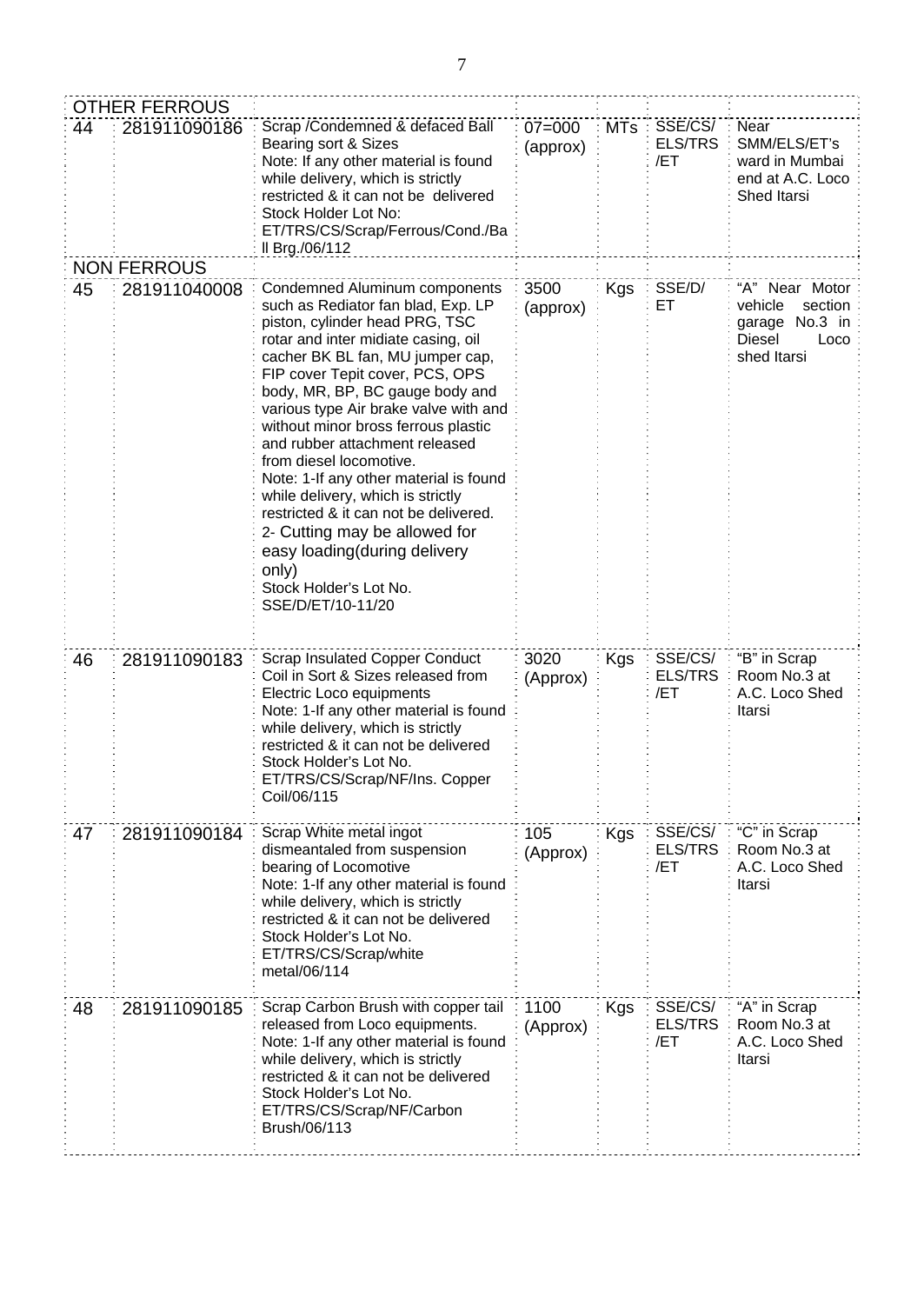| | | | | | | |
|---|---|---|---|---|---|---|
| OTHER FERROUS | | | | | | |
| 44 | 281911090186 | Scrap /Condemned & defaced Ball Bearing sort & Sizes<br>Note: If any other material is found while delivery, which is strictly restricted & it can not be delivered<br>Stock Holder Lot No: ET/TRS/CS/Scrap/Ferrous/Cond./Ball Brg./06/112 | 07=000 (approx) | MTs | SSE/CS/ ELS/TRS /ET | Near SMM/ELS/ET's ward in Mumbai end at A.C. Loco Shed Itarsi |
| NON FERROUS | | | | | | |
| 45 | 281911040008 | Condemned Aluminum components such as Rediator fan blad, Exp. LP piston, cylinder head PRG, TSC rotar and inter midiate casing, oil cacher BK BL fan, MU jumper cap, FIP cover Tepit cover, PCS, OPS body, MR, BP, BC gauge body and various type Air brake valve with and without minor bross ferrous plastic and rubber attachment released from diesel locomotive.<br>Note: 1-If any other material is found while delivery, which is strictly restricted & it can not be delivered.<br>2- Cutting may be allowed for easy loading(during delivery only)<br>Stock Holder's Lot No. SSE/D/ET/10-11/20 | 3500 (approx) | Kgs | SSE/D/ ET | "A" Near Motor vehicle section garage No.3 in Diesel Loco shed Itarsi |
| 46 | 281911090183 | Scrap Insulated Copper Conduct Coil in Sort & Sizes released from Electric Loco equipments<br>Note: 1-If any other material is found while delivery, which is strictly restricted & it can not be delivered<br>Stock Holder's Lot No. ET/TRS/CS/Scrap/NF/Ins. Copper Coil/06/115 | 3020 (Approx) | Kgs | SSE/CS/ ELS/TRS /ET | "B" in Scrap Room No.3 at A.C. Loco Shed Itarsi |
| 47 | 281911090184 | Scrap White metal ingot dismeantaled from suspension bearing of Locomotive<br>Note: 1-If any other material is found while delivery, which is strictly restricted & it can not be delivered<br>Stock Holder's Lot No. ET/TRS/CS/Scrap/white metal/06/114 | 105 (Approx) | Kgs | SSE/CS/ ELS/TRS /ET | "C" in Scrap Room No.3 at A.C. Loco Shed Itarsi |
| 48 | 281911090185 | Scrap Carbon Brush with copper tail released from Loco equipments.<br>Note: 1-If any other material is found while delivery, which is strictly restricted & it can not be delivered<br>Stock Holder's Lot No. ET/TRS/CS/Scrap/NF/Carbon Brush/06/113 | 1100 (Approx) | Kgs | SSE/CS/ ELS/TRS /ET | "A" in Scrap Room No.3 at A.C. Loco Shed Itarsi |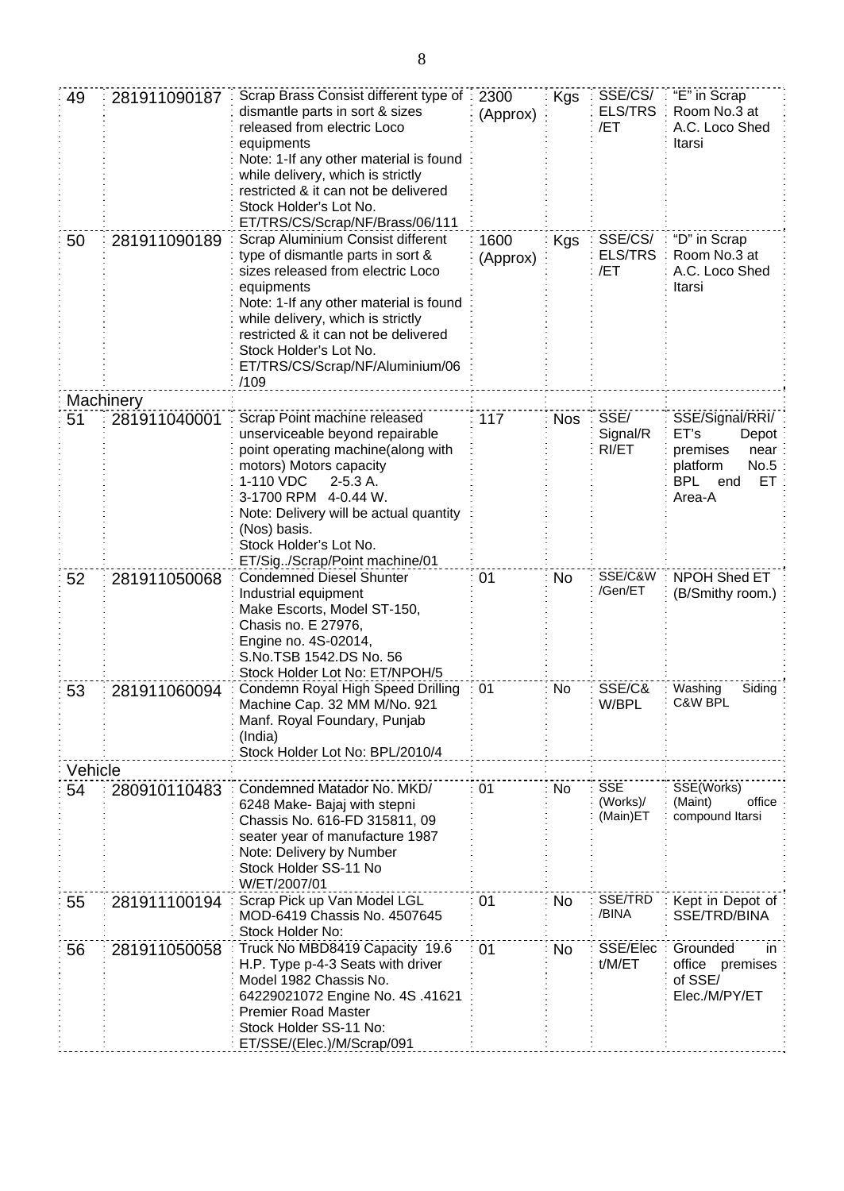| | | | | | | |
|---|---|---|---|---|---|---|
| 49 | 281911090187 | Scrap Brass Consist different type of dismantle parts in sort & sizes released from electric Loco equipments Note: 1-If any other material is found while delivery, which is strictly restricted & it can not be delivered Stock Holder's Lot No. ET/TRS/CS/Scrap/NF/Brass/06/111 | 2300 (Approx) | Kgs | SSE/CS/ ELS/TRS /ET | "E" in Scrap Room No.3 at A.C. Loco Shed Itarsi |
| 50 | 281911090189 | Scrap Aluminium Consist different type of dismantle parts in sort & sizes released from electric Loco equipments Note: 1-If any other material is found while delivery, which is strictly restricted & it can not be delivered Stock Holder's Lot No. ET/TRS/CS/Scrap/NF/Aluminium/06/109 | 1600 (Approx) | Kgs | SSE/CS/ ELS/TRS /ET | "D" in Scrap Room No.3 at A.C. Loco Shed Itarsi |
| Machinery | | | | | | |
| 51 | 281911040001 | Scrap Point machine released unserviceable beyond repairable point operating machine(along with motors) Motors capacity 1-110 VDC 2-5.3 A. 3-1700 RPM 4-0.44 W. Note: Delivery will be actual quantity (Nos) basis. Stock Holder's Lot No. ET/Sig../Scrap/Point machine/01 | 117 | Nos | SSE/ Signal/R RI/ET | SSE/Signal/RRI/ ET's Depot premises near platform No.5 BPL end ET Area-A |
| 52 | 281911050068 | Condemned Diesel Shunter Industrial equipment Make Escorts, Model ST-150, Chasis no. E 27976, Engine no. 4S-02014, S.No.TSB 1542.DS No. 56 Stock Holder Lot No: ET/NPOH/5 | 01 | No | SSE/C&W /Gen/ET | NPOH Shed ET (B/Smithy room.) |
| 53 | 281911060094 | Condemn Royal High Speed Drilling Machine Cap. 32 MM M/No. 921 Manf. Royal Foundary, Punjab (India) Stock Holder Lot No: BPL/2010/4 | 01 | No | SSE/C& W/BPL | Washing Siding C&W BPL |
| Vehicle | | | | | | |
| 54 | 280910110483 | Condemned Matador No. MKD/ 6248 Make- Bajaj with stepni Chassis No. 616-FD 315811, 09 seater year of manufacture 1987 Note: Delivery by Number Stock Holder SS-11 No W/ET/2007/01 | 01 | No | SSE (Works)/ (Main)ET | SSE(Works) (Maint) office compound Itarsi |
| 55 | 281911100194 | Scrap Pick up Van Model LGL MOD-6419 Chassis No. 4507645 Stock Holder No: | 01 | No | SSE/TRD /BINA | Kept in Depot of SSE/TRD/BINA |
| 56 | 281911050058 | Truck No MBD8419 Capacity 19.6 H.P. Type p-4-3 Seats with driver Model 1982 Chassis No. 64229021072 Engine No. 4S .41621 Premier Road Master Stock Holder SS-11 No: ET/SSE/(Elec.)/M/Scrap/091 | 01 | No | SSE/Elec t/M/ET | Grounded in office premises of SSE/ Elec./M/PY/ET |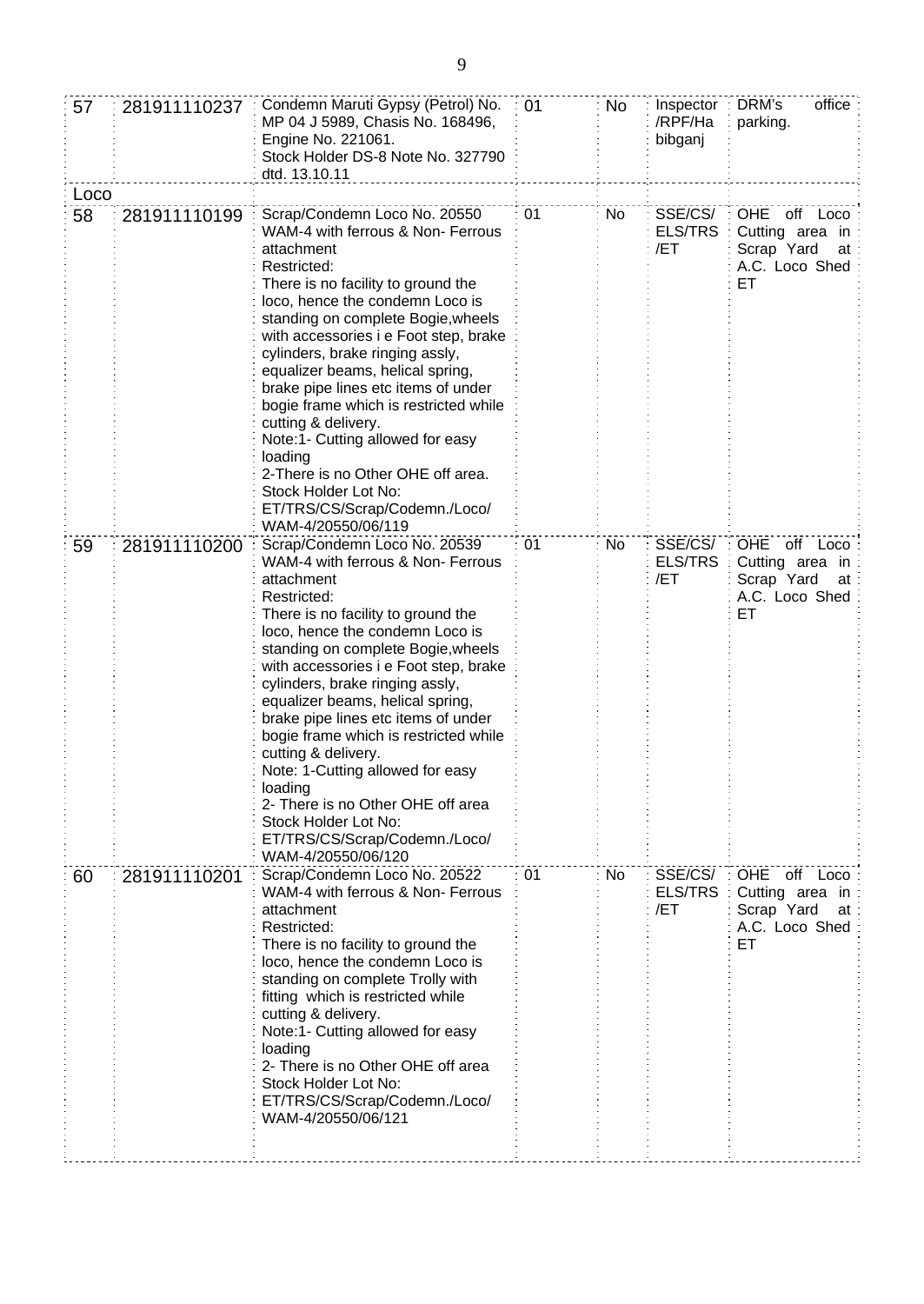| | | | | | | |
|---|---|---|---|---|---|---|
| 57 | 281911110237 | Condemn Maruti Gypsy (Petrol) No. MP 04 J 5989, Chasis No. 168496, Engine No. 221061. Stock Holder DS-8 Note No. 327790 dtd. 13.10.11 | 01 | No | Inspector /RPF/Habibganj | DRM's office parking. |
| Loco | | | | | | |
| 58 | 281911110199 | Scrap/Condemn Loco No. 20550 WAM-4 with ferrous & Non- Ferrous attachment<br>Restricted:<br>There is no facility to ground the loco, hence the condemn Loco is standing on complete Bogie,wheels with accessories i e Foot step, brake cylinders, brake ringing assly, equalizer beams, helical spring, brake pipe lines etc items of under bogie frame which is restricted while cutting & delivery.<br>Note:1- Cutting allowed for easy loading<br>2-There is no Other OHE off area.<br>Stock Holder Lot No: ET/TRS/CS/Scrap/Codemn./Loco/ WAM-4/20550/06/119 | 01 | No | SSE/CS/ ELS/TRS /ET | OHE off Loco Cutting area in Scrap Yard at A.C. Loco Shed ET |
| 59 | 281911110200 | Scrap/Condemn Loco No. 20539 WAM-4 with ferrous & Non- Ferrous attachment<br>Restricted:<br>There is no facility to ground the loco, hence the condemn Loco is standing on complete Bogie,wheels with accessories i e Foot step, brake cylinders, brake ringing assly, equalizer beams, helical spring, brake pipe lines etc items of under bogie frame which is restricted while cutting & delivery.<br>Note: 1-Cutting allowed for easy loading<br>2- There is no Other OHE off area<br>Stock Holder Lot No: ET/TRS/CS/Scrap/Codemn./Loco/ WAM-4/20550/06/120 | 01 | No | SSE/CS/ ELS/TRS /ET | OHE off Loco Cutting area in Scrap Yard at A.C. Loco Shed ET |
| 60 | 281911110201 | Scrap/Condemn Loco No. 20522 WAM-4 with ferrous & Non- Ferrous attachment<br>Restricted:<br>There is no facility to ground the loco, hence the condemn Loco is standing on complete Trolly with fitting which is restricted while cutting & delivery.<br>Note:1- Cutting allowed for easy loading<br>2- There is no Other OHE off area<br>Stock Holder Lot No: ET/TRS/CS/Scrap/Codemn./Loco/ WAM-4/20550/06/121 | 01 | No | SSE/CS/ ELS/TRS /ET | OHE off Loco Cutting area in Scrap Yard at A.C. Loco Shed ET |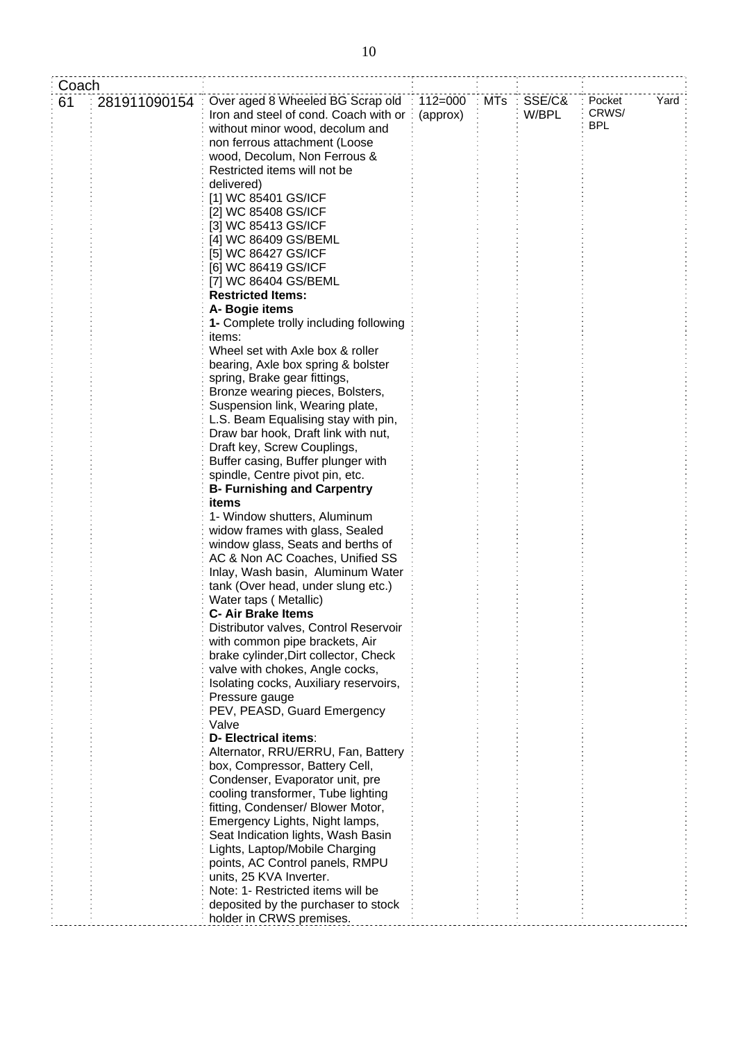| Coach | | | | | | |
|---|---|---|---|---|---|---|
| 61 | 281911090154 | Over aged 8 Wheeled BG Scrap old Iron and steel of cond. Coach with or without minor wood, decolum and non ferrous attachment (Loose wood, Decolum, Non Ferrous & Restricted items will not be delivered)<br>[1] WC 85401 GS/ICF<br>[2] WC 85408 GS/ICF<br>[3] WC 85413 GS/ICF<br>[4] WC 86409 GS/BEML<br>[5] WC 86427 GS/ICF<br>[6] WC 86419 GS/ICF<br>[7] WC 86404 GS/BEML<br>**Restricted Items:**<br>**A- Bogie items**<br>**1-** Complete trolly including following items:<br>Wheel set with Axle box & roller bearing, Axle box spring & bolster spring, Brake gear fittings, Bronze wearing pieces, Bolsters, Suspension link, Wearing plate, L.S. Beam Equalising stay with pin, Draw bar hook, Draft link with nut, Draft key, Screw Couplings, Buffer casing, Buffer plunger with spindle, Centre pivot pin, etc.<br>**B- Furnishing and Carpentry items**<br>1- Window shutters, Aluminum widow frames with glass, Sealed window glass, Seats and berths of AC & Non AC Coaches, Unified SS Inlay, Wash basin, Aluminum Water tank (Over head, under slung etc.) Water taps ( Metallic)<br>**C- Air Brake Items**<br>Distributor valves, Control Reservoir with common pipe brackets, Air brake cylinder,Dirt collector, Check valve with chokes, Angle cocks, Isolating cocks, Auxiliary reservoirs, Pressure gauge<br>PEV, PEASD, Guard Emergency Valve<br>**D- Electrical items**:<br>Alternator, RRU/ERRU, Fan, Battery box, Compressor, Battery Cell, Condenser, Evaporator unit, pre cooling transformer, Tube lighting fitting, Condenser/ Blower Motor, Emergency Lights, Night lamps, Seat Indication lights, Wash Basin Lights, Laptop/Mobile Charging points, AC Control panels, RMPU units, 25 KVA Inverter.<br>Note: 1- Restricted items will be deposited by the purchaser to stock holder in CRWS premises. | 112=000 (approx) | MTs | SSE/C& W/BPL | Pocket Yard CRWS/ BPL |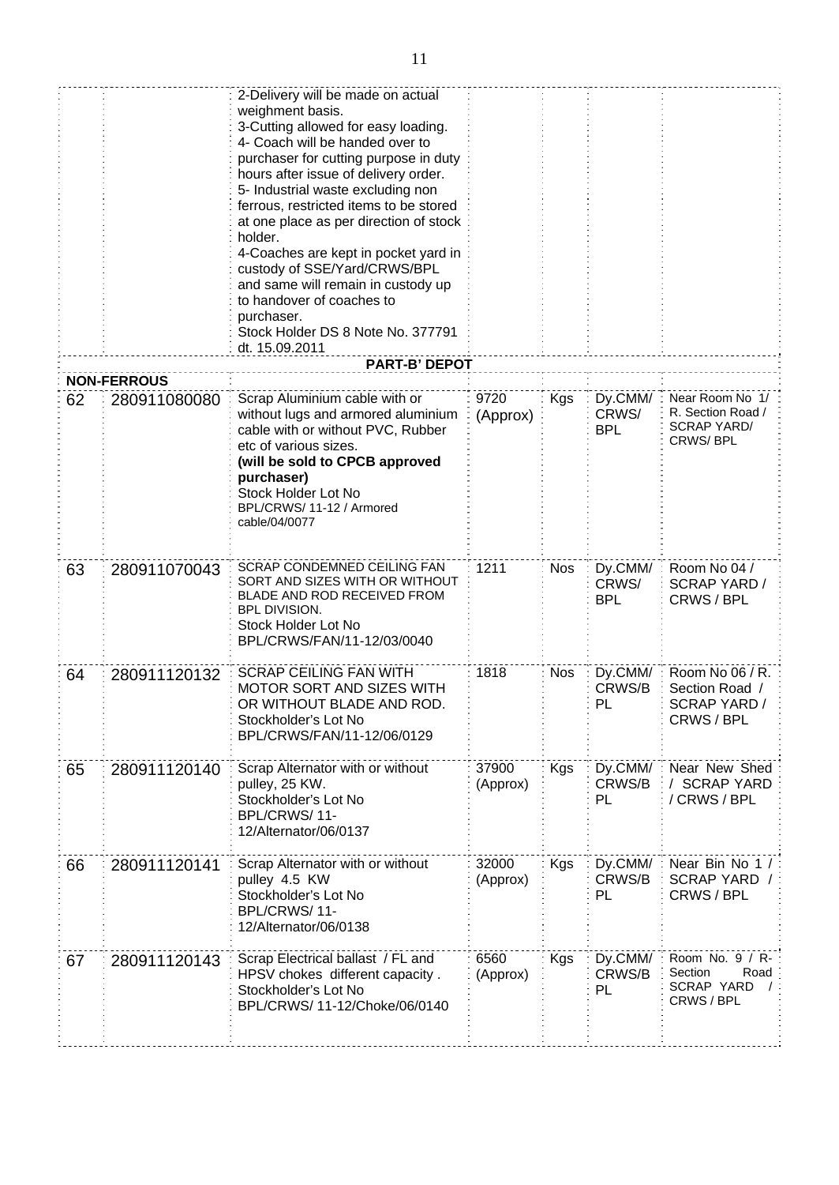| | | | | | | |
|---|---|---|---|---|---|---|
| | | 2-Delivery will be made on actual weighment basis.<br>3-Cutting allowed for easy loading.<br>4- Coach will be handed over to purchaser for cutting purpose in duty hours after issue of delivery order.<br>5- Industrial waste excluding non ferrous, restricted items to be stored at one place as per direction of stock holder.<br>4-Coaches are kept in pocket yard in custody of SSE/Yard/CRWS/BPL and same will remain in custody up to handover of coaches to purchaser.<br>Stock Holder DS 8 Note No. 377791 dt. 15.09.2011 | | | | |
| | | **PART-B' DEPOT** | | | | |
| | **NON-FERROUS** | | | | | |
| 62 | 280911080080 | Scrap Aluminium cable with or without lugs and armored aluminium cable with or without PVC, Rubber etc of various sizes.<br>**(will be sold to CPCB approved purchaser)**<br>Stock Holder Lot No BPL/CRWS/ 11-12 / Armored cable/04/0077 | 9720 (Approx) | Kgs | Dy.CMM/ CRWS/ BPL | Near Room No 1/ R. Section Road / SCRAP YARD/ CRWS/ BPL |
| 63 | 280911070043 | SCRAP CONDEMNED CEILING FAN SORT AND SIZES WITH OR WITHOUT BLADE AND ROD RECEIVED FROM BPL DIVISION.<br>Stock Holder Lot No BPL/CRWS/FAN/11-12/03/0040 | 1211 | Nos | Dy.CMM/ CRWS/ BPL | Room No 04 / SCRAP YARD / CRWS / BPL |
| 64 | 280911120132 | SCRAP CEILING FAN WITH MOTOR SORT AND SIZES WITH OR WITHOUT BLADE AND ROD.<br>Stockholder's Lot No BPL/CRWS/FAN/11-12/06/0129 | 1818 | Nos | Dy.CMM/ CRWS/BPL | Room No 06 / R. Section Road / SCRAP YARD / CRWS / BPL |
| 65 | 280911120140 | Scrap Alternator with or without pulley, 25 KW.<br>Stockholder's Lot No BPL/CRWS/ 11-12/Alternator/06/0137 | 37900 (Approx) | Kgs | Dy.CMM/ CRWS/BPL | Near New Shed / SCRAP YARD / CRWS / BPL |
| 66 | 280911120141 | Scrap Alternator with or without pulley 4.5 KW<br>Stockholder's Lot No BPL/CRWS/ 11-12/Alternator/06/0138 | 32000 (Approx) | Kgs | Dy.CMM/ CRWS/BPL | Near Bin No 1 / SCRAP YARD / CRWS / BPL |
| 67 | 280911120143 | Scrap Electrical ballast / FL and HPSV chokes different capacity .<br>Stockholder's Lot No BPL/CRWS/ 11-12/Choke/06/0140 | 6560 (Approx) | Kgs | Dy.CMM/ CRWS/BPL | Room No. 9 / R-Section Road SCRAP YARD / CRWS / BPL |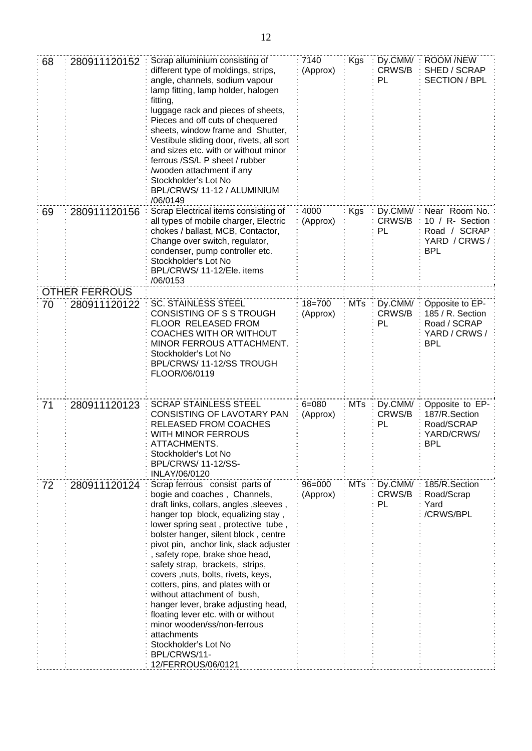| | | | | | | |
|---|---|---|---|---|---|---|
| 68 | 280911120152 | Scrap alluminium consisting of different type of moldings, strips, angle, channels, sodium vapour lamp fitting, lamp holder, halogen fitting, luggage rack and pieces of sheets, Pieces and off cuts of chequered sheets, window frame and Shutter, Vestibule sliding door, rivets, all sort and sizes etc. with or without minor ferrous /SS/L P sheet / rubber /wooden attachment if any Stockholder's Lot No BPL/CRWS/ 11-12 / ALUMINIUM /06/0149 | 7140 (Approx) | Kgs | Dy.CMM/ CRWS/B PL | ROOM /NEW SHED / SCRAP SECTION / BPL |
| 69 | 280911120156 | Scrap Electrical items consisting of all types of mobile charger, Electric chokes / ballast, MCB, Contactor, Change over switch, regulator, condenser, pump controller etc. Stockholder's Lot No BPL/CRWS/ 11-12/Ele. items /06/0153 | 4000 (Approx) | Kgs | Dy.CMM/ CRWS/B PL | Near Room No. 10 / R- Section Road / SCRAP YARD / CRWS / BPL |
| **OTHER FERROUS** | | | | | | |
| 70 | 280911120122 | SC. STAINLESS STEEL CONSISTING OF S S TROUGH FLOOR RELEASED FROM COACHES WITH OR WITHOUT MINOR FERROUS ATTACHMENT. Stockholder's Lot No BPL/CRWS/ 11-12/SS TROUGH FLOOR/06/0119 | 18=700 (Approx) | MTs | Dy.CMM/ CRWS/B PL | Opposite to EP-185 / R. Section Road / SCRAP YARD / CRWS / BPL |
| 71 | 280911120123 | SCRAP STAINLESS STEEL CONSISTING OF LAVOTARY PAN RELEASED FROM COACHES WITH MINOR FERROUS ATTACHMENTS. Stockholder's Lot No BPL/CRWS/ 11-12/SS-INLAY/06/0120 | 6=080 (Approx) | MTs | Dy.CMM/ CRWS/B PL | Opposite to EP-187/R.Section Road/SCRAP YARD/CRWS/ BPL |
| 72 | 280911120124 | Scrap ferrous consist parts of bogie and coaches , Channels, draft links, collars, angles ,sleeves , hanger top block, equalizing stay , lower spring seat , protective tube , bolster hanger, silent block , centre pivot pin, anchor link, slack adjuster , safety rope, brake shoe head, safety strap, brackets, strips, covers ,nuts, bolts, rivets, keys, cotters, pins, and plates with or without attachment of bush, hanger lever, brake adjusting head, floating lever etc. with or without minor wooden/ss/non-ferrous attachments Stockholder's Lot No BPL/CRWS/11-12/FERROUS/06/0121 | 96=000 (Approx) | MTs | Dy.CMM/ CRWS/B PL | 185/R.Section Road/Scrap Yard /CRWS/BPL |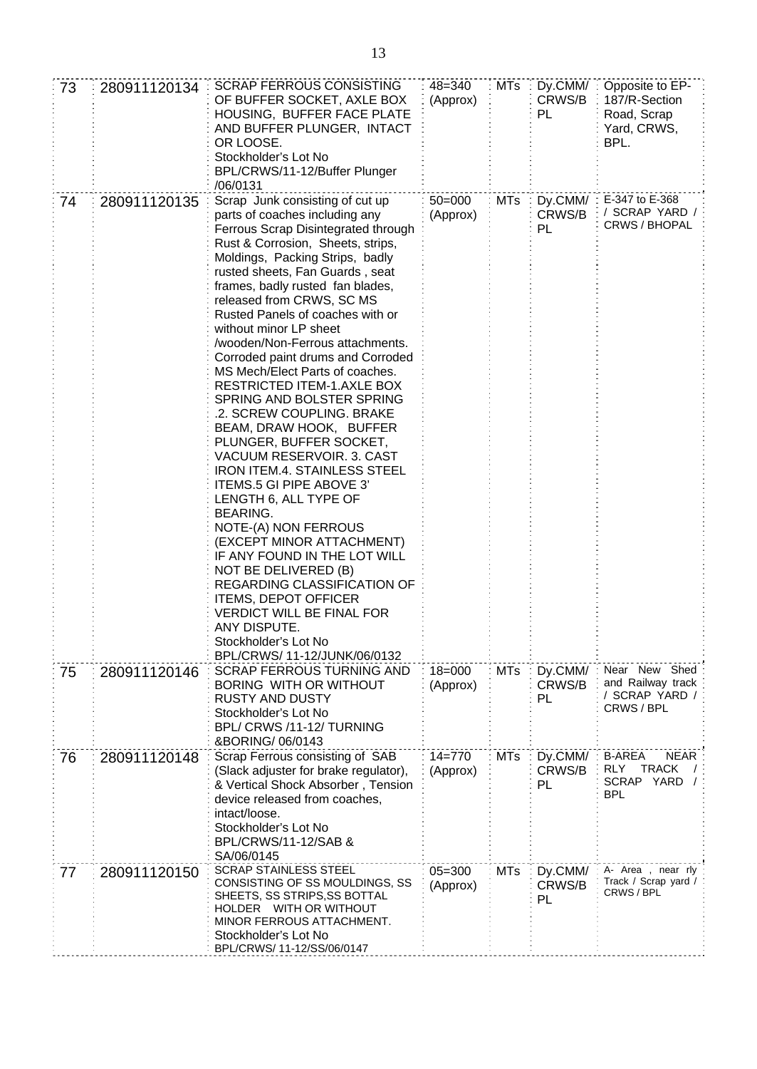| 73 | 280911120134 | SCRAP FERROUS CONSISTING OF BUFFER SOCKET, AXLE BOX HOUSING, BUFFER FACE PLATE AND BUFFER PLUNGER, INTACT OR LOOSE. Stockholder's Lot No BPL/CRWS/11-12/Buffer Plunger /06/0131 | 48=340 (Approx) | MTs | Dy.CMM/ CRWS/BPL | Opposite to EP-187/R-Section Road, Scrap Yard, CRWS, BPL. |
|---|---|---|---|---|---|---|
| 74 | 280911120135 | Scrap Junk consisting of cut up parts of coaches including any Ferrous Scrap Disintegrated through Rust & Corrosion, Sheets, strips, Moldings, Packing Strips, badly rusted sheets, Fan Guards , seat frames, badly rusted fan blades, released from CRWS, SC MS Rusted Panels of coaches with or without minor LP sheet /wooden/Non-Ferrous attachments. Corroded paint drums and Corroded MS Mech/Elect Parts of coaches. RESTRICTED ITEM-1.AXLE BOX SPRING AND BOLSTER SPRING .2. SCREW COUPLING. BRAKE BEAM, DRAW HOOK, BUFFER PLUNGER, BUFFER SOCKET, VACUUM RESERVOIR. 3. CAST IRON ITEM.4. STAINLESS STEEL ITEMS.5 GI PIPE ABOVE 3' LENGTH 6, ALL TYPE OF BEARING. NOTE-(A) NON FERROUS (EXCEPT MINOR ATTACHMENT) IF ANY FOUND IN THE LOT WILL NOT BE DELIVERED (B) REGARDING CLASSIFICATION OF ITEMS, DEPOT OFFICER VERDICT WILL BE FINAL FOR ANY DISPUTE. Stockholder's Lot No BPL/CRWS/ 11-12/JUNK/06/0132 | 50=000 (Approx) | MTs | Dy.CMM/ CRWS/BPL | E-347 to E-368 / SCRAP YARD / CRWS / BHOPAL |
| 75 | 280911120146 | SCRAP FERROUS TURNING AND BORING WITH OR WITHOUT RUSTY AND DUSTY Stockholder's Lot No BPL/ CRWS /11-12/ TURNING &BORING/ 06/0143 | 18=000 (Approx) | MTs | Dy.CMM/ CRWS/BPL | Near New Shed and Railway track / SCRAP YARD / CRWS / BPL |
| 76 | 280911120148 | Scrap Ferrous consisting of SAB (Slack adjuster for brake regulator), & Vertical Shock Absorber , Tension device released from coaches, intact/loose. Stockholder's Lot No BPL/CRWS/11-12/SAB & SA/06/0145 | 14=770 (Approx) | MTs | Dy.CMM/ CRWS/BPL | B-AREA NEAR RLY TRACK / SCRAP YARD / BPL |
| 77 | 280911120150 | SCRAP STAINLESS STEEL CONSISTING OF SS MOULDINGS, SS SHEETS, SS STRIPS,SS BOTTAL HOLDER WITH OR WITHOUT MINOR FERROUS ATTACHMENT. Stockholder's Lot No BPL/CRWS/ 11-12/SS/06/0147 | 05=300 (Approx) | MTs | Dy.CMM/ CRWS/BPL | A- Area , near rly Track / Scrap yard / CRWS / BPL |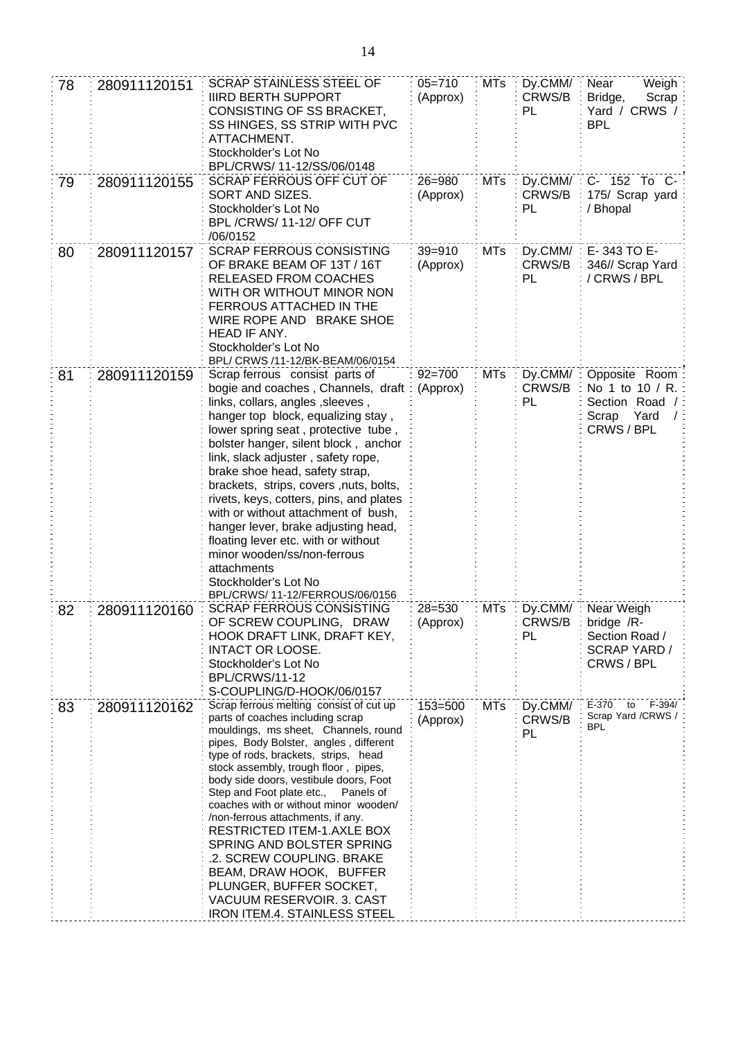| | | | | | | |
|---|---|---|---|---|---|---|
| 78 | 280911120151 | SCRAP STAINLESS STEEL OF IIIRD BERTH SUPPORT CONSISTING OF SS BRACKET, SS HINGES, SS STRIP WITH PVC ATTACHMENT. Stockholder's Lot No BPL/CRWS/ 11-12/SS/06/0148 | 05=710 (Approx) | MTs | Dy.CMM/ CRWS/B PL | Near Weigh Bridge, Scrap Yard / CRWS / BPL |
| 79 | 280911120155 | SCRAP FERROUS OFF CUT OF SORT AND SIZES. Stockholder's Lot No BPL /CRWS/ 11-12/ OFF CUT /06/0152 | 26=980 (Approx) | MTs | Dy.CMM/ CRWS/B PL | C- 152 To C- 175/ Scrap yard / Bhopal |
| 80 | 280911120157 | SCRAP FERROUS CONSISTING OF BRAKE BEAM OF 13T / 16T RELEASED FROM COACHES WITH OR WITHOUT MINOR NON FERROUS ATTACHED IN THE WIRE ROPE AND BRAKE SHOE HEAD IF ANY. Stockholder's Lot No BPL/ CRWS /11-12/BK-BEAM/06/0154 | 39=910 (Approx) | MTs | Dy.CMM/ CRWS/B PL | E- 343 TO E- 346// Scrap Yard / CRWS / BPL |
| 81 | 280911120159 | Scrap ferrous consist parts of bogie and coaches , Channels, draft links, collars, angles ,sleeves , hanger top block, equalizing stay , lower spring seat , protective tube , bolster hanger, silent block , anchor link, slack adjuster , safety rope, brake shoe head, safety strap, brackets, strips, covers ,nuts, bolts, rivets, keys, cotters, pins, and plates with or without attachment of bush, hanger lever, brake adjusting head, floating lever etc. with or without minor wooden/ss/non-ferrous attachments Stockholder's Lot No BPL/CRWS/ 11-12/FERROUS/06/0156 | 92=700 (Approx) | MTs | Dy.CMM/ CRWS/B PL | Opposite Room No 1 to 10 / R. Section Road / Scrap Yard / CRWS / BPL |
| 82 | 280911120160 | SCRAP FERROUS CONSISTING OF SCREW COUPLING, DRAW HOOK DRAFT LINK, DRAFT KEY, INTACT OR LOOSE. Stockholder's Lot No BPL/CRWS/11-12 S-COUPLING/D-HOOK/06/0157 | 28=530 (Approx) | MTs | Dy.CMM/ CRWS/B PL | Near Weigh bridge /R- Section Road / SCRAP YARD / CRWS / BPL |
| 83 | 280911120162 | Scrap ferrous melting consist of cut up parts of coaches including scrap mouldings, ms sheet, Channels, round pipes, Body Bolster, angles , different type of rods, brackets, strips, head stock assembly, trough floor , pipes, body side doors, vestibule doors, Foot Step and Foot plate etc., Panels of coaches with or without minor wooden/ /non-ferrous attachments, if any. RESTRICTED ITEM-1.AXLE BOX SPRING AND BOLSTER SPRING .2. SCREW COUPLING. BRAKE BEAM, DRAW HOOK, BUFFER PLUNGER, BUFFER SOCKET, VACUUM RESERVOIR. 3. CAST IRON ITEM.4. STAINLESS STEEL | 153=500 (Approx) | MTs | Dy.CMM/ CRWS/B PL | E-370 to F-394/ Scrap Yard /CRWS / BPL |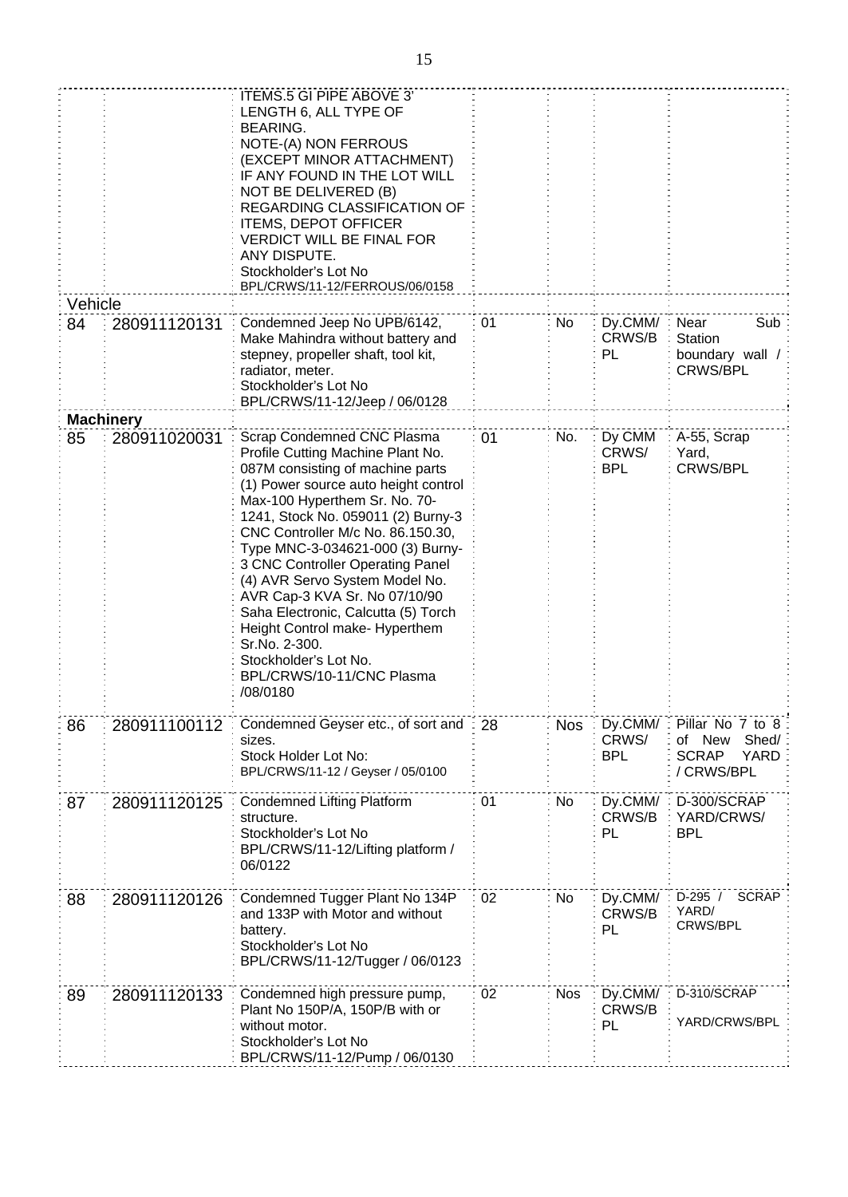| | | | | | | |
|---|---|---|---|---|---|---|
| | | ITEMS.5 GI PIPE ABOVE 3' LENGTH 6, ALL TYPE OF BEARING. NOTE-(A) NON FERROUS (EXCEPT MINOR ATTACHMENT) IF ANY FOUND IN THE LOT WILL NOT BE DELIVERED (B) REGARDING CLASSIFICATION OF ITEMS, DEPOT OFFICER VERDICT WILL BE FINAL FOR ANY DISPUTE. Stockholder's Lot No BPL/CRWS/11-12/FERROUS/06/0158 | | | | |
| Vehicle | | | | | | |
| 84 | 280911120131 | Condemned Jeep No UPB/6142, Make Mahindra without battery and stepney, propeller shaft, tool kit, radiator, meter. Stockholder's Lot No BPL/CRWS/11-12/Jeep / 06/0128 | 01 | No | Dy.CMM/ CRWS/BPL | Near Sub Station boundary wall / CRWS/BPL |
| **Machinery** | | | | | | |
| 85 | 280911020031 | Scrap Condemned CNC Plasma Profile Cutting Machine Plant No. 087M consisting of machine parts (1) Power source auto height control Max-100 Hyperthem Sr. No. 70-1241, Stock No. 059011 (2) Burny-3 CNC Controller M/c No. 86.150.30, Type MNC-3-034621-000 (3) Burny-3 CNC Controller Operating Panel (4) AVR Servo System Model No. AVR Cap-3 KVA Sr. No 07/10/90 Saha Electronic, Calcutta (5) Torch Height Control make- Hyperthem Sr.No. 2-300. Stockholder's Lot No. BPL/CRWS/10-11/CNC Plasma /08/0180 | 01 | No. | Dy CMM CRWS/ BPL | A-55, Scrap Yard, CRWS/BPL |
| 86 | 280911100112 | Condemned Geyser etc., of sort and sizes. Stock Holder Lot No: BPL/CRWS/11-12 / Geyser / 05/0100 | 28 | Nos | Dy.CMM/ CRWS/ BPL | Pillar No 7 to 8 of New Shed/ SCRAP YARD / CRWS/BPL |
| 87 | 280911120125 | Condemned Lifting Platform structure. Stockholder's Lot No BPL/CRWS/11-12/Lifting platform / 06/0122 | 01 | No | Dy.CMM/ CRWS/BPL | D-300/SCRAP YARD/CRWS/ BPL |
| 88 | 280911120126 | Condemned Tugger Plant No 134P and 133P with Motor and without battery. Stockholder's Lot No BPL/CRWS/11-12/Tugger / 06/0123 | 02 | No | Dy.CMM/ CRWS/BPL | D-295 / SCRAP YARD/ CRWS/BPL |
| 89 | 280911120133 | Condemned high pressure pump, Plant No 150P/A, 150P/B with or without motor. Stockholder's Lot No BPL/CRWS/11-12/Pump / 06/0130 | 02 | Nos | Dy.CMM/ CRWS/BPL | D-310/SCRAP YARD/CRWS/BPL |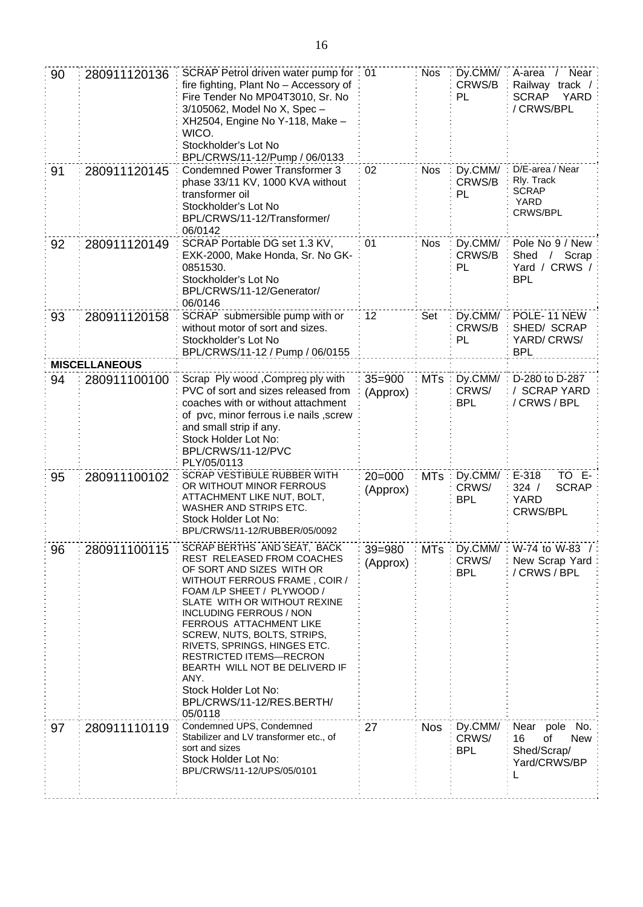| 90 | 280911120136 | SCRAP Petrol driven water pump for fire fighting, Plant No – Accessory of Fire Tender No MP04T3010, Sr. No 3/105062, Model No X, Spec – XH2504, Engine No Y-118, Make – WICO. Stockholder's Lot No BPL/CRWS/11-12/Pump / 06/0133 | 01 | Nos | Dy.CMM/ CRWS/BPL | A-area / Near Railway track / SCRAP YARD / CRWS/BPL |
|---|---|---|---|---|---|---|
| 91 | 280911120145 | Condemned Power Transformer 3 phase 33/11 KV, 1000 KVA without transformer oil Stockholder's Lot No BPL/CRWS/11-12/Transformer/ 06/0142 | 02 | Nos | Dy.CMM/ CRWS/BPL | D/E-area / Near Rly. Track SCRAP YARD CRWS/BPL |
| 92 | 280911120149 | SCRAP Portable DG set 1.3 KV, EXK-2000, Make Honda, Sr. No GK-0851530. Stockholder's Lot No BPL/CRWS/11-12/Generator/ 06/0146 | 01 | Nos | Dy.CMM/ CRWS/BPL | Pole No 9 / New Shed / Scrap Yard / CRWS / BPL |
| 93 | 280911120158 | SCRAP submersible pump with or without motor of sort and sizes. Stockholder's Lot No BPL/CRWS/11-12 / Pump / 06/0155 | 12 | Set | Dy.CMM/ CRWS/BPL | POLE- 11 NEW SHED/ SCRAP YARD/ CRWS/ BPL |
| | **MISCELLANEOUS** | | | | | |
| 94 | 280911100100 | Scrap Ply wood ,Compreg ply with PVC of sort and sizes released from coaches with or without attachment of pvc, minor ferrous i.e nails ,screw and small strip if any. Stock Holder Lot No: BPL/CRWS/11-12/PVC PLY/05/0113 | 35=900 (Approx) | MTs | Dy.CMM/ CRWS/ BPL | D-280 to D-287 / SCRAP YARD / CRWS / BPL |
| 95 | 280911100102 | SCRAP VESTIBULE RUBBER WITH OR WITHOUT MINOR FERROUS ATTACHMENT LIKE NUT, BOLT, WASHER AND STRIPS ETC. Stock Holder Lot No: BPL/CRWS/11-12/RUBBER/05/0092 | 20=000 (Approx) | MTs | Dy.CMM/ CRWS/ BPL | E-318 TO E-324 / SCRAP YARD CRWS/BPL |
| 96 | 280911100115 | SCRAP BERTHS AND SEAT, BACK REST RELEASED FROM COACHES OF SORT AND SIZES WITH OR WITHOUT FERROUS FRAME , COIR / FOAM /LP SHEET / PLYWOOD / SLATE WITH OR WITHOUT REXINE INCLUDING FERROUS / NON FERROUS ATTACHMENT LIKE SCREW, NUTS, BOLTS, STRIPS, RIVETS, SPRINGS, HINGES ETC. RESTRICTED ITEMS—RECRON BEARTH WILL NOT BE DELIVERD IF ANY. Stock Holder Lot No: BPL/CRWS/11-12/RES.BERTH/ 05/0118 | 39=980 (Approx) | MTs | Dy.CMM/ CRWS/ BPL | W-74 to W-83 / New Scrap Yard / CRWS / BPL |
| 97 | 280911110119 | Condemned UPS, Condemned Stabilizer and LV transformer etc., of sort and sizes Stock Holder Lot No: BPL/CRWS/11-12/UPS/05/0101 | 27 | Nos | Dy.CMM/ CRWS/ BPL | Near pole No. 16 of New Shed/Scrap/ Yard/CRWS/BPL |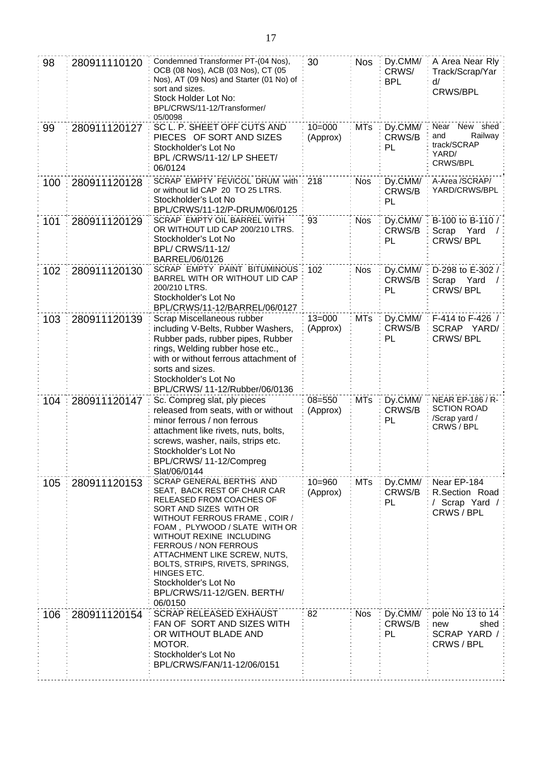| 98 | 280911110120 | Condemned Transformer PT-(04 Nos), OCB (08 Nos), ACB (03 Nos), CT (05 Nos), AT (09 Nos) and Starter (01 No) of sort and sizes.<br>Stock Holder Lot No: BPL/CRWS/11-12/Transformer/ 05/0098 | 30 | Nos | Dy.CMM/ CRWS/ BPL | A Area Near Rly Track/Scrap/Yard/ CRWS/BPL |
|---|---|---|---|---|---|---|
| 99 | 280911120127 | SC L. P. SHEET OFF CUTS AND PIECES OF SORT AND SIZES<br>Stockholder's Lot No BPL /CRWS/11-12/ LP SHEET/ 06/0124 | 10=000 (Approx) | MTs | Dy.CMM/ CRWS/BPL | Near New shed and Railway track/SCRAP YARD/ CRWS/BPL |
| 100 | 280911120128 | SCRAP EMPTY FEVICOL DRUM with or without lid CAP 20 TO 25 LTRS.<br>Stockholder's Lot No BPL/CRWS/11-12/P-DRUM/06/0125 | 218 | Nos | Dy.CMM/ CRWS/BPL | A-Area /SCRAP/ YARD/CRWS/BPL |
| 101 | 280911120129 | SCRAP EMPTY OIL BARREL WITH OR WITHOUT LID CAP 200/210 LTRS.<br>Stockholder's Lot No BPL/ CRWS/11-12/ BARREL/06/0126 | 93 | Nos | Dy.CMM/ CRWS/BPL | B-100 to B-110 / Scrap Yard / CRWS/ BPL |
| 102 | 280911120130 | SCRAP EMPTY PAINT BITUMINOUS BARREL WITH OR WITHOUT LID CAP 200/210 LTRS.<br>Stockholder's Lot No BPL/CRWS/11-12/BARREL/06/0127 | 102 | Nos | Dy.CMM/ CRWS/BPL | D-298 to E-302 / Scrap Yard / CRWS/ BPL |
| 103 | 280911120139 | Scrap Miscellaneous rubber including V-Belts, Rubber Washers, Rubber pads, rubber pipes, Rubber rings, Welding rubber hose etc., with or without ferrous attachment of sorts and sizes.<br>Stockholder's Lot No BPL/CRWS/ 11-12/Rubber/06/0136 | 13=000 (Approx) | MTs | Dy.CMM/ CRWS/BPL | F-414 to F-426 / SCRAP YARD/ CRWS/ BPL |
| 104 | 280911120147 | Sc. Compreg slat, ply pieces released from seats, with or without minor ferrous / non ferrous attachment like rivets, nuts, bolts, screws, washer, nails, strips etc.<br>Stockholder's Lot No BPL/CRWS/ 11-12/Compreg Slat/06/0144 | 08=550 (Approx) | MTs | Dy.CMM/ CRWS/BPL | NEAR EP-186 / R-SCTION ROAD /Scrap yard / CRWS / BPL |
| 105 | 280911120153 | SCRAP GENERAL BERTHS AND SEAT, BACK REST OF CHAIR CAR RELEASED FROM COACHES OF SORT AND SIZES WITH OR WITHOUT FERROUS FRAME , COIR / FOAM , PLYWOOD / SLATE WITH OR WITHOUT REXINE INCLUDING FERROUS / NON FERROUS ATTACHMENT LIKE SCREW, NUTS, BOLTS, STRIPS, RIVETS, SPRINGS, HINGES ETC.<br>Stockholder's Lot No BPL/CRWS/11-12/GEN. BERTH/ 06/0150 | 10=960 (Approx) | MTs | Dy.CMM/ CRWS/BPL | Near EP-184 R.Section Road / Scrap Yard / CRWS / BPL |
| 106 | 280911120154 | SCRAP RELEASED EXHAUST FAN OF SORT AND SIZES WITH OR WITHOUT BLADE AND MOTOR.<br>Stockholder's Lot No BPL/CRWS/FAN/11-12/06/0151 | 82 | Nos | Dy.CMM/ CRWS/BPL | pole No 13 to 14 new shed SCRAP YARD / CRWS / BPL |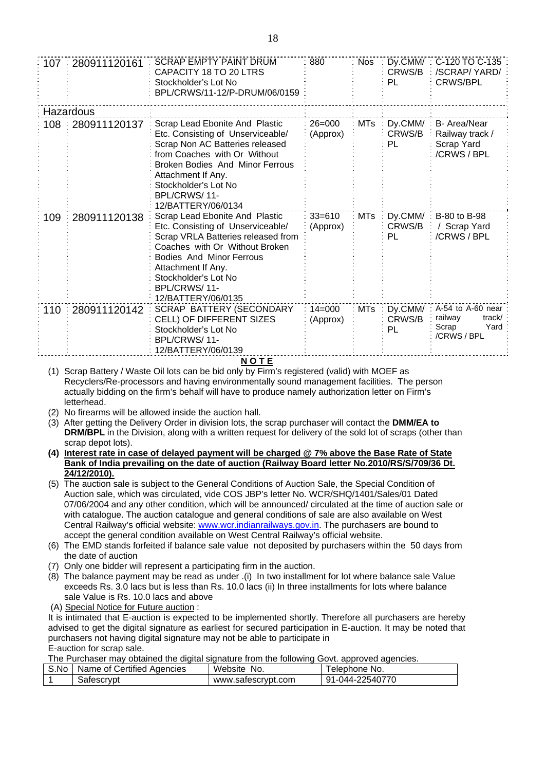| | | | | | | |
|---|---|---|---|---|---|---|
| 107 | 280911120161 | SCRAP EMPTY PAINT DRUM CAPACITY 18 TO 20 LTRS Stockholder's Lot No BPL/CRWS/11-12/P-DRUM/06/0159 | 880 | Nos | Dy.CMM/ CRWS/B PL | C-120 TO C-135 /SCRAP/ YARD/ CRWS/BPL |
| Hazardous | | | | | | |
| 108 | 280911120137 | Scrap Lead Ebonite And Plastic Etc. Consisting of Unserviceable/ Scrap Non AC Batteries released from Coaches with Or Without Broken Bodies And Minor Ferrous Attachment If Any. Stockholder's Lot No BPL/CRWS/ 11-12/BATTERY/06/0134 | 26=000 (Approx) | MTs | Dy.CMM/ CRWS/B PL | B- Area/Near Railway track / Scrap Yard /CRWS / BPL |
| 109 | 280911120138 | Scrap Lead Ebonite And Plastic Etc. Consisting of Unserviceable/ Scrap VRLA Batteries released from Coaches with Or Without Broken Bodies And Minor Ferrous Attachment If Any. Stockholder's Lot No BPL/CRWS/ 11-12/BATTERY/06/0135 | 33=610 (Approx) | MTs | Dy.CMM/ CRWS/B PL | B-80 to B-98 / Scrap Yard /CRWS / BPL |
| 110 | 280911120142 | SCRAP BATTERY (SECONDARY CELL) OF DIFFERENT SIZES Stockholder's Lot No BPL/CRWS/ 11-12/BATTERY/06/0139 | 14=000 (Approx) | MTs | Dy.CMM/ CRWS/B PL | A-54 to A-60 near railway track/ Scrap Yard /CRWS / BPL |

**NOTE**

(1) Scrap Battery / Waste Oil lots can be bid only by Firm's registered (valid) with MOEF as Recyclers/Re-processors and having environmentally sound management facilities. The person actually bidding on the firm's behalf will have to produce namely authorization letter on Firm's letterhead.

(2) No firearms will be allowed inside the auction hall.

(3) After getting the Delivery Order in division lots, the scrap purchaser will contact the **DMM/EA to DRM/BPL** in the Division, along with a written request for delivery of the sold lot of scraps (other than scrap depot lots).

**(4) Interest rate in case of delayed payment will be charged @ 7% above the Base Rate of State Bank of India prevailing on the date of auction (Railway Board letter No.2010/RS/S/709/36 Dt. 24/12/2010).**

(5) The auction sale is subject to the General Conditions of Auction Sale, the Special Condition of Auction sale, which was circulated, vide COS JBP's letter No. WCR/SHQ/1401/Sales/01 Dated 07/06/2004 and any other condition, which will be announced/ circulated at the time of auction sale or with catalogue. The auction catalogue and general conditions of sale are also available on West Central Railway's official website: www.wcr.indianrailways.gov.in. The purchasers are bound to accept the general condition available on West Central Railway's official website.

(6) The EMD stands forfeited if balance sale value not deposited by purchasers within the 50 days from the date of auction

(7) Only one bidder will represent a participating firm in the auction.

(8) The balance payment may be read as under .(i) In two installment for lot where balance sale Value exceeds Rs. 3.0 lacs but is less than Rs. 10.0 lacs (ii) In three installments for lots where balance sale Value is Rs. 10.0 lacs and above

(A) Special Notice for Future auction :

It is intimated that E-auction is expected to be implemented shortly. Therefore all purchasers are hereby advised to get the digital signature as earliest for secured participation in E-auction. It may be noted that purchasers not having digital signature may not be able to participate in E-auction for scrap sale.

The Purchaser may obtained the digital signature from the following Govt. approved agencies.

| S.No | Name of Certified Agencies | Website No. | Telephone No. |
|---|---|---|---|
| 1 | Safescrypt | www.safescrypt.com | 91-044-22540770 |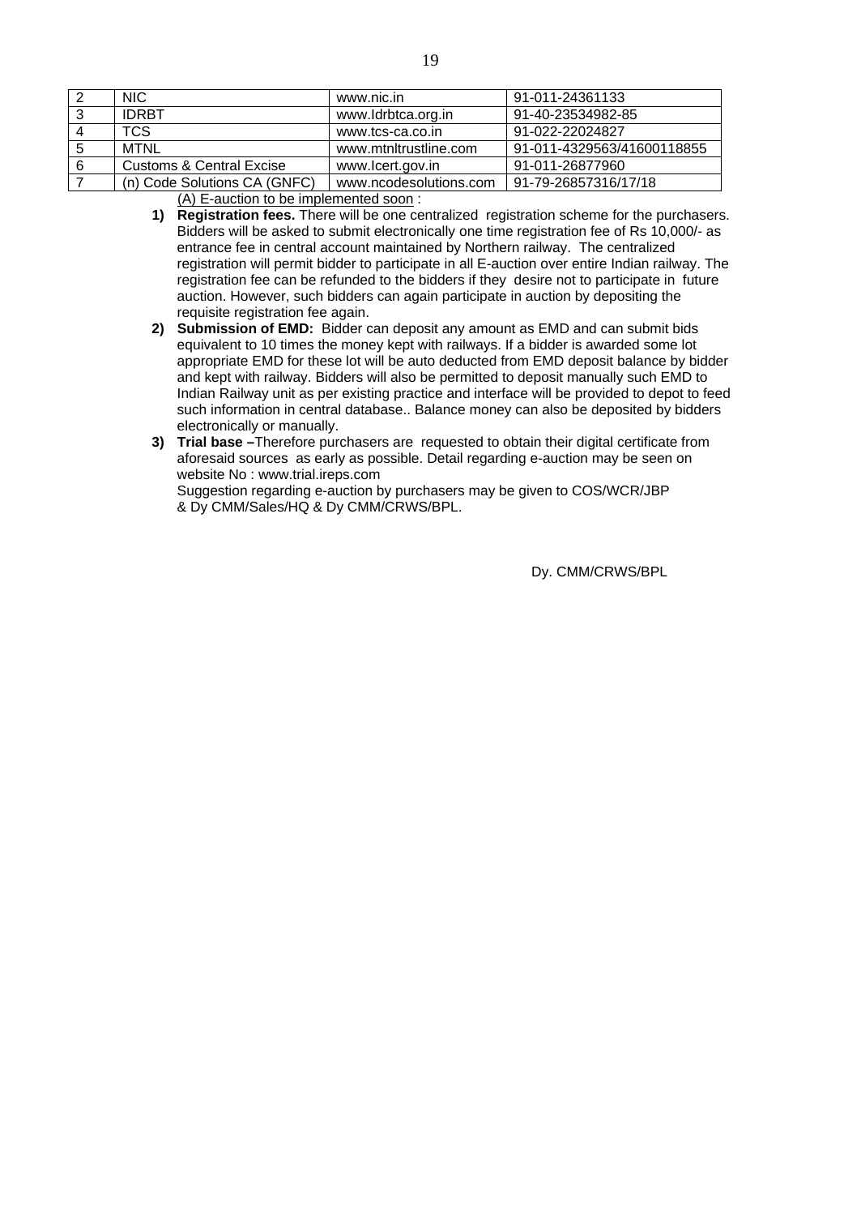| | | | |
|---|---|---|---|
| 2 | NIC | www.nic.in | 91-011-24361133 |
| 3 | IDRBT | www.Idrbtca.org.in | 91-40-23534982-85 |
| 4 | TCS | www.tcs-ca.co.in | 91-022-22024827 |
| 5 | MTNL | www.mtnltrustline.com | 91-011-4329563/41600118855 |
| 6 | Customs & Central Excise | www.Icert.gov.in | 91-011-26877960 |
| 7 | (n) Code Solutions CA (GNFC) | www.ncodesolutions.com | 91-79-26857316/17/18 |

(A) E-auction to be implemented soon :

1) **Registration fees.** There will be one centralized registration scheme for the purchasers. Bidders will be asked to submit electronically one time registration fee of Rs 10,000/- as entrance fee in central account maintained by Northern railway. The centralized registration will permit bidder to participate in all E-auction over entire Indian railway. The registration fee can be refunded to the bidders if they desire not to participate in future auction. However, such bidders can again participate in auction by depositing the requisite registration fee again.
2) **Submission of EMD:** Bidder can deposit any amount as EMD and can submit bids equivalent to 10 times the money kept with railways. If a bidder is awarded some lot appropriate EMD for these lot will be auto deducted from EMD deposit balance by bidder and kept with railway. Bidders will also be permitted to deposit manually such EMD to Indian Railway unit as per existing practice and interface will be provided to depot to feed such information in central database.. Balance money can also be deposited by bidders electronically or manually.
3) **Trial base –**Therefore purchasers are requested to obtain their digital certificate from aforesaid sources as early as possible. Detail regarding e-auction may be seen on website No : www.trial.ireps.com
   Suggestion regarding e-auction by purchasers may be given to COS/WCR/JBP & Dy CMM/Sales/HQ & Dy CMM/CRWS/BPL.

Dy. CMM/CRWS/BPL